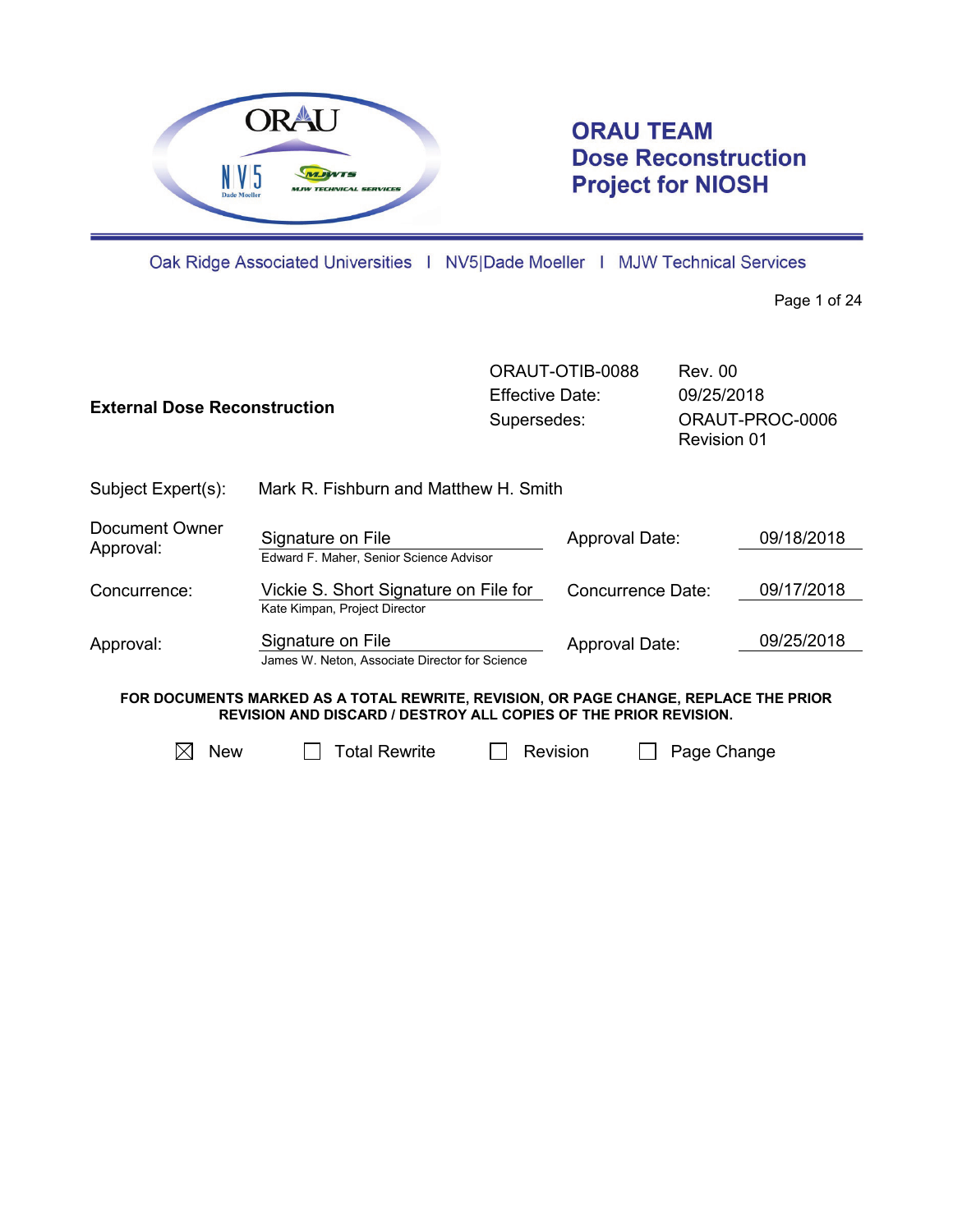# ORAU TEAM Dose Reconstruction Project for NIOSH

Oak Ridge Associated Universities | NV5|Dade Moeller | MJW Technical Services

| **External Dose Reconstruction** | ORAUT-OTIB-0088 | Rev. 00 |
|---|---|---|
| | Effective Date: | 09/25/2018 |
| | Supersedes: | ORAUT-PROC-0006 Revision 01 |

Subject Expert(s): Mark R. Fishburn and Matthew H. Smith

| | | | |
|---|---|---|---|
| Document Owner Approval: | Signature on File<br>Edward F. Maher, Senior Science Advisor | Approval Date: | 09/18/2018 |
| Concurrence: | Vickie S. Short Signature on File for<br>Kate Kimpan, Project Director | Concurrence Date: | 09/17/2018 |
| Approval: | Signature on File<br>James W. Neton, Associate Director for Science | Approval Date: | 09/25/2018 |

**FOR DOCUMENTS MARKED AS A TOTAL REWRITE, REVISION, OR PAGE CHANGE, REPLACE THE PRIOR REVISION AND DISCARD / DESTROY ALL COPIES OF THE PRIOR REVISION.**

☒ New ☐ Total Rewrite ☐ Revision ☐ Page Change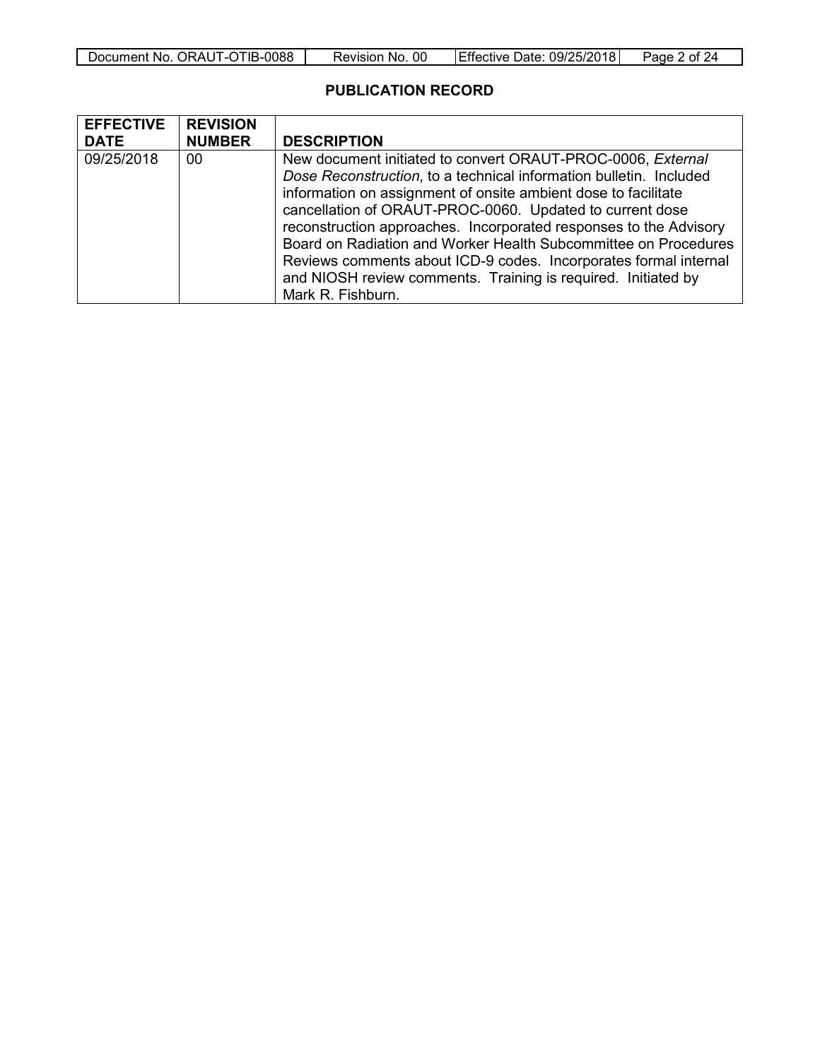## PUBLICATION RECORD

| EFFECTIVE DATE | REVISION NUMBER | DESCRIPTION |
|---|---|---|
| 09/25/2018 | 00 | New document initiated to convert ORAUT-PROC-0006, *External Dose Reconstruction*, to a technical information bulletin. Included information on assignment of onsite ambient dose to facilitate cancellation of ORAUT-PROC-0060. Updated to current dose reconstruction approaches. Incorporated responses to the Advisory Board on Radiation and Worker Health Subcommittee on Procedures Reviews comments about ICD-9 codes. Incorporates formal internal and NIOSH review comments. Training is required. Initiated by Mark R. Fishburn. |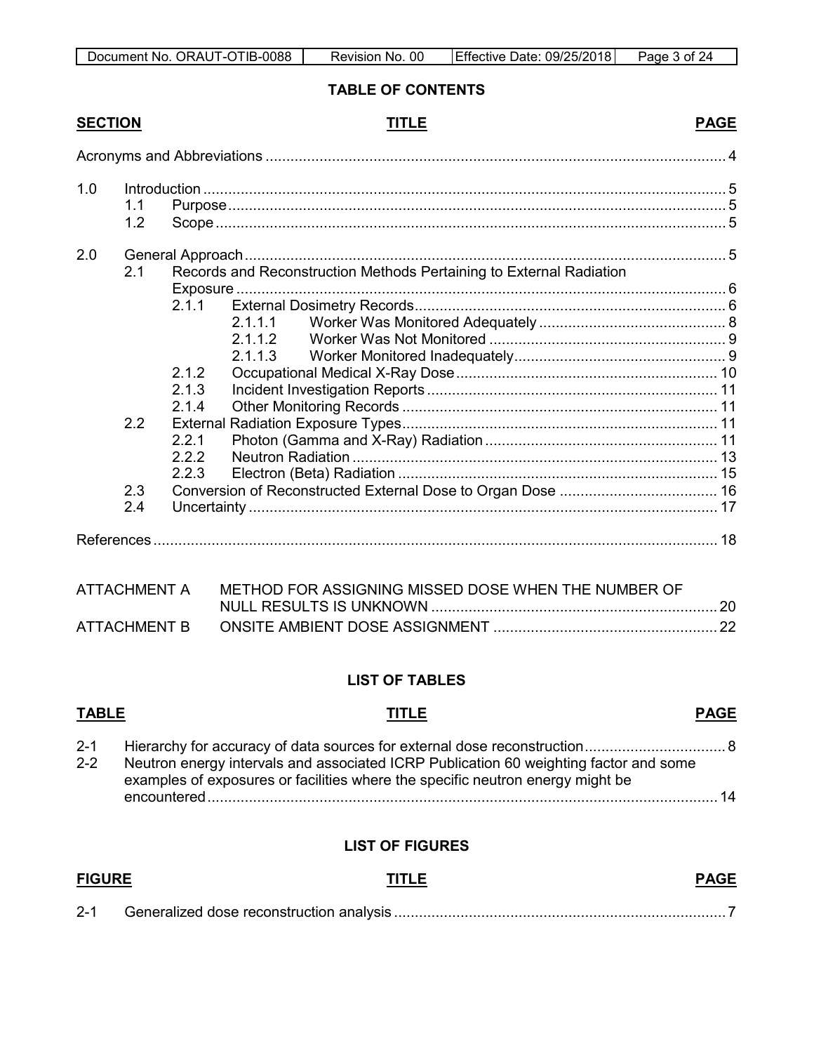## TABLE OF CONTENTS

| SECTION | | | TITLE | PAGE |
|---|---|---|---|---|
| Acronyms and Abbreviations | | | | 4 |
| 1.0 | | | Introduction | 5 |
| | 1.1 | | Purpose | 5 |
| | 1.2 | | Scope | 5 |
| 2.0 | | | General Approach | 5 |
| | 2.1 | | Records and Reconstruction Methods Pertaining to External Radiation Exposure | 6 |
| | | 2.1.1 | External Dosimetry Records | 6 |
| | | 2.1.1.1 | Worker Was Monitored Adequately | 8 |
| | | 2.1.1.2 | Worker Was Not Monitored | 9 |
| | | 2.1.1.3 | Worker Monitored Inadequately | 9 |
| | | 2.1.2 | Occupational Medical X-Ray Dose | 10 |
| | | 2.1.3 | Incident Investigation Reports | 11 |
| | | 2.1.4 | Other Monitoring Records | 11 |
| | 2.2 | | External Radiation Exposure Types | 11 |
| | | 2.2.1 | Photon (Gamma and X-Ray) Radiation | 11 |
| | | 2.2.2 | Neutron Radiation | 13 |
| | | 2.2.3 | Electron (Beta) Radiation | 15 |
| | 2.3 | | Conversion of Reconstructed External Dose to Organ Dose | 16 |
| | 2.4 | | Uncertainty | 17 |
| References | | | | 18 |
| ATTACHMENT A | | | METHOD FOR ASSIGNING MISSED DOSE WHEN THE NUMBER OF NULL RESULTS IS UNKNOWN | 20 |
| ATTACHMENT B | | | ONSITE AMBIENT DOSE ASSIGNMENT | 22 |

## LIST OF TABLES

| TABLE | TITLE | PAGE |
|---|---|---|
| 2-1 | Hierarchy for accuracy of data sources for external dose reconstruction | 8 |
| 2-2 | Neutron energy intervals and associated ICRP Publication 60 weighting factor and some examples of exposures or facilities where the specific neutron energy might be encountered | 14 |

## LIST OF FIGURES

| FIGURE | TITLE | PAGE |
|---|---|---|
| 2-1 | Generalized dose reconstruction analysis | 7 |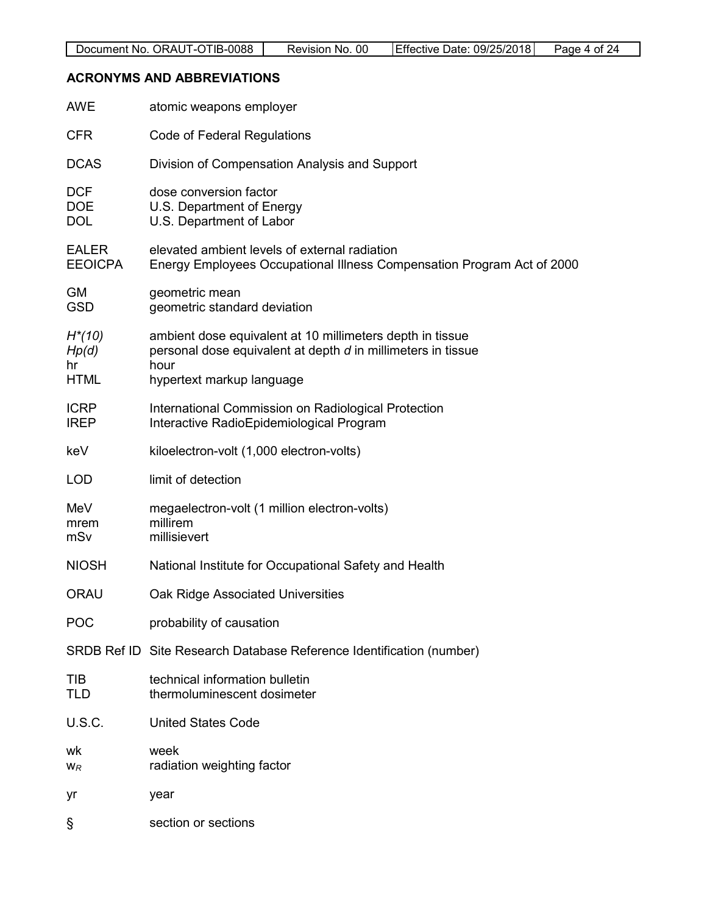## ACRONYMS AND ABBREVIATIONS

| | |
|---|---|
| AWE | atomic weapons employer |
| CFR | Code of Federal Regulations |
| DCAS | Division of Compensation Analysis and Support |
| DCF | dose conversion factor |
| DOE | U.S. Department of Energy |
| DOL | U.S. Department of Labor |
| EALER | elevated ambient levels of external radiation |
| EEOICPA | Energy Employees Occupational Illness Compensation Program Act of 2000 |
| GM | geometric mean |
| GSD | geometric standard deviation |
| *H*(10)* | ambient dose equivalent at 10 millimeters depth in tissue |
| *Hp(d)* | personal dose equivalent at depth *d* in millimeters in tissue |
| hr | hour |
| HTML | hypertext markup language |
| ICRP | International Commission on Radiological Protection |
| IREP | Interactive RadioEpidemiological Program |
| keV | kiloelectron-volt (1,000 electron-volts) |
| LOD | limit of detection |
| MeV | megaelectron-volt (1 million electron-volts) |
| mrem | millirem |
| mSv | millisievert |
| NIOSH | National Institute for Occupational Safety and Health |
| ORAU | Oak Ridge Associated Universities |
| POC | probability of causation |
| SRDB Ref ID | Site Research Database Reference Identification (number) |
| TIB | technical information bulletin |
| TLD | thermoluminescent dosimeter |
| U.S.C. | United States Code |
| wk | week |
| $w_R$ | radiation weighting factor |
| yr | year |
| § | section or sections |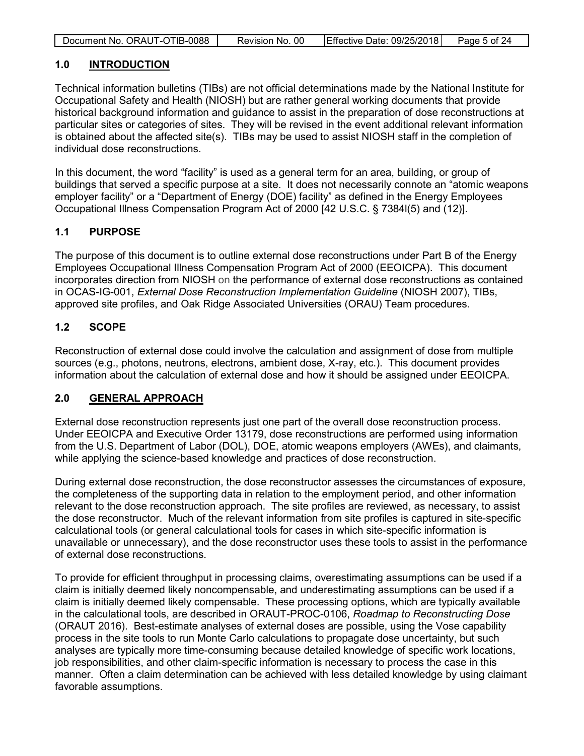## 1.0 INTRODUCTION

Technical information bulletins (TIBs) are not official determinations made by the National Institute for Occupational Safety and Health (NIOSH) but are rather general working documents that provide historical background information and guidance to assist in the preparation of dose reconstructions at particular sites or categories of sites. They will be revised in the event additional relevant information is obtained about the affected site(s). TIBs may be used to assist NIOSH staff in the completion of individual dose reconstructions.

In this document, the word "facility" is used as a general term for an area, building, or group of buildings that served a specific purpose at a site. It does not necessarily connote an "atomic weapons employer facility" or a "Department of Energy (DOE) facility" as defined in the Energy Employees Occupational Illness Compensation Program Act of 2000 [42 U.S.C. § 7384l(5) and (12)].

### 1.1 PURPOSE

The purpose of this document is to outline external dose reconstructions under Part B of the Energy Employees Occupational Illness Compensation Program Act of 2000 (EEOICPA). This document incorporates direction from NIOSH on the performance of external dose reconstructions as contained in OCAS-IG-001, *External Dose Reconstruction Implementation Guideline* (NIOSH 2007), TIBs, approved site profiles, and Oak Ridge Associated Universities (ORAU) Team procedures.

### 1.2 SCOPE

Reconstruction of external dose could involve the calculation and assignment of dose from multiple sources (e.g., photons, neutrons, electrons, ambient dose, X-ray, etc.). This document provides information about the calculation of external dose and how it should be assigned under EEOICPA.

## 2.0 GENERAL APPROACH

External dose reconstruction represents just one part of the overall dose reconstruction process. Under EEOICPA and Executive Order 13179, dose reconstructions are performed using information from the U.S. Department of Labor (DOL), DOE, atomic weapons employers (AWEs), and claimants, while applying the science-based knowledge and practices of dose reconstruction.

During external dose reconstruction, the dose reconstructor assesses the circumstances of exposure, the completeness of the supporting data in relation to the employment period, and other information relevant to the dose reconstruction approach. The site profiles are reviewed, as necessary, to assist the dose reconstructor. Much of the relevant information from site profiles is captured in site-specific calculational tools (or general calculational tools for cases in which site-specific information is unavailable or unnecessary), and the dose reconstructor uses these tools to assist in the performance of external dose reconstructions.

To provide for efficient throughput in processing claims, overestimating assumptions can be used if a claim is initially deemed likely noncompensable, and underestimating assumptions can be used if a claim is initially deemed likely compensable. These processing options, which are typically available in the calculational tools, are described in ORAUT-PROC-0106, *Roadmap to Reconstructing Dose* (ORAUT 2016). Best-estimate analyses of external doses are possible, using the Vose capability process in the site tools to run Monte Carlo calculations to propagate dose uncertainty, but such analyses are typically more time-consuming because detailed knowledge of specific work locations, job responsibilities, and other claim-specific information is necessary to process the case in this manner. Often a claim determination can be achieved with less detailed knowledge by using claimant favorable assumptions.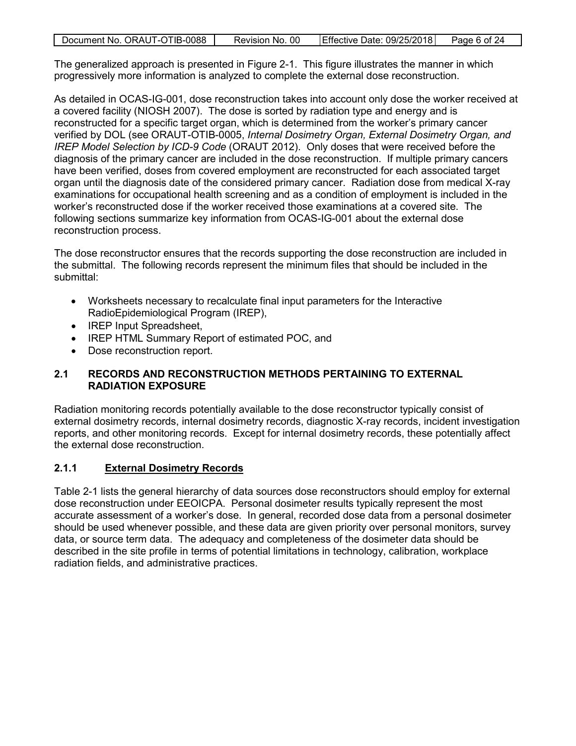The generalized approach is presented in Figure 2-1. This figure illustrates the manner in which progressively more information is analyzed to complete the external dose reconstruction.

As detailed in OCAS-IG-001, dose reconstruction takes into account only dose the worker received at a covered facility (NIOSH 2007). The dose is sorted by radiation type and energy and is reconstructed for a specific target organ, which is determined from the worker's primary cancer verified by DOL (see ORAUT-OTIB-0005, *Internal Dosimetry Organ, External Dosimetry Organ, and IREP Model Selection by ICD-9 Code* (ORAUT 2012). Only doses that were received before the diagnosis of the primary cancer are included in the dose reconstruction. If multiple primary cancers have been verified, doses from covered employment are reconstructed for each associated target organ until the diagnosis date of the considered primary cancer. Radiation dose from medical X-ray examinations for occupational health screening and as a condition of employment is included in the worker's reconstructed dose if the worker received those examinations at a covered site. The following sections summarize key information from OCAS-IG-001 about the external dose reconstruction process.

The dose reconstructor ensures that the records supporting the dose reconstruction are included in the submittal. The following records represent the minimum files that should be included in the submittal:

- Worksheets necessary to recalculate final input parameters for the Interactive RadioEpidemiological Program (IREP),
- IREP Input Spreadsheet,
- IREP HTML Summary Report of estimated POC, and
- Dose reconstruction report.

## 2.1 RECORDS AND RECONSTRUCTION METHODS PERTAINING TO EXTERNAL RADIATION EXPOSURE

Radiation monitoring records potentially available to the dose reconstructor typically consist of external dosimetry records, internal dosimetry records, diagnostic X-ray records, incident investigation reports, and other monitoring records. Except for internal dosimetry records, these potentially affect the external dose reconstruction.

### 2.1.1 External Dosimetry Records

Table 2-1 lists the general hierarchy of data sources dose reconstructors should employ for external dose reconstruction under EEOICPA. Personal dosimeter results typically represent the most accurate assessment of a worker's dose. In general, recorded dose data from a personal dosimeter should be used whenever possible, and these data are given priority over personal monitors, survey data, or source term data. The adequacy and completeness of the dosimeter data should be described in the site profile in terms of potential limitations in technology, calibration, workplace radiation fields, and administrative practices.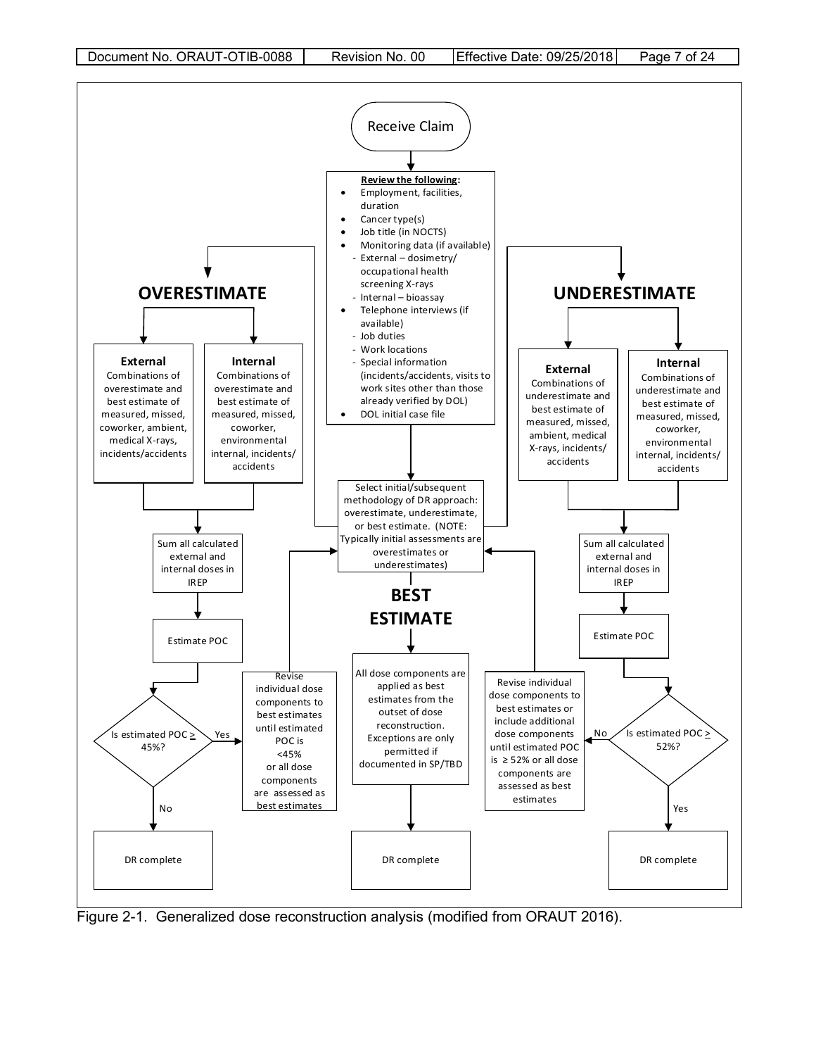Receive Claim

**Review the following:**

- Employment, facilities, duration
- Cancer type(s)
- Job title (in NOCTS)
- Monitoring data (if available)
  - External – dosimetry/ occupational health screening X-rays
  - Internal – bioassay
- Telephone interviews (if available)
  - Job duties
  - Work locations
  - Special information (incidents/accidents, visits to work sites other than those already verified by DOL)
- DOL initial case file

Select initial/subsequent methodology of DR approach: overestimate, underestimate, or best estimate. (NOTE: Typically initial assessments are overestimates or underestimates)

**OVERESTIMATE**

**External** Combinations of overestimate and best estimate of measured, missed, coworker, ambient, medical X-rays, incidents/accidents

**Internal** Combinations of overestimate and best estimate of measured, missed, coworker, environmental internal, incidents/ accidents

Sum all calculated external and internal doses in IREP

Estimate POC

Is estimated POC ≥ 45%?

Yes: Revise individual dose components to best estimates until estimated POC is <45% or all dose components are assessed as best estimates

No: DR complete

**BEST ESTIMATE**

All dose components are applied as best estimates from the outset of dose reconstruction. Exceptions are only permitted if documented in SP/TBD

DR complete

**UNDERESTIMATE**

**External** Combinations of underestimate and best estimate of measured, missed, ambient, medical X-rays, incidents/ accidents

**Internal** Combinations of underestimate and best estimate of measured, missed, coworker, environmental internal, incidents/ accidents

Sum all calculated external and internal doses in IREP

Estimate POC

Is estimated POC ≥ 52%?

No: Revise individual dose components to best estimates or include additional dose components until estimated POC is ≥ 52% or all dose components are assessed as best estimates

Yes: DR complete

Figure 2-1. Generalized dose reconstruction analysis (modified from ORAUT 2016).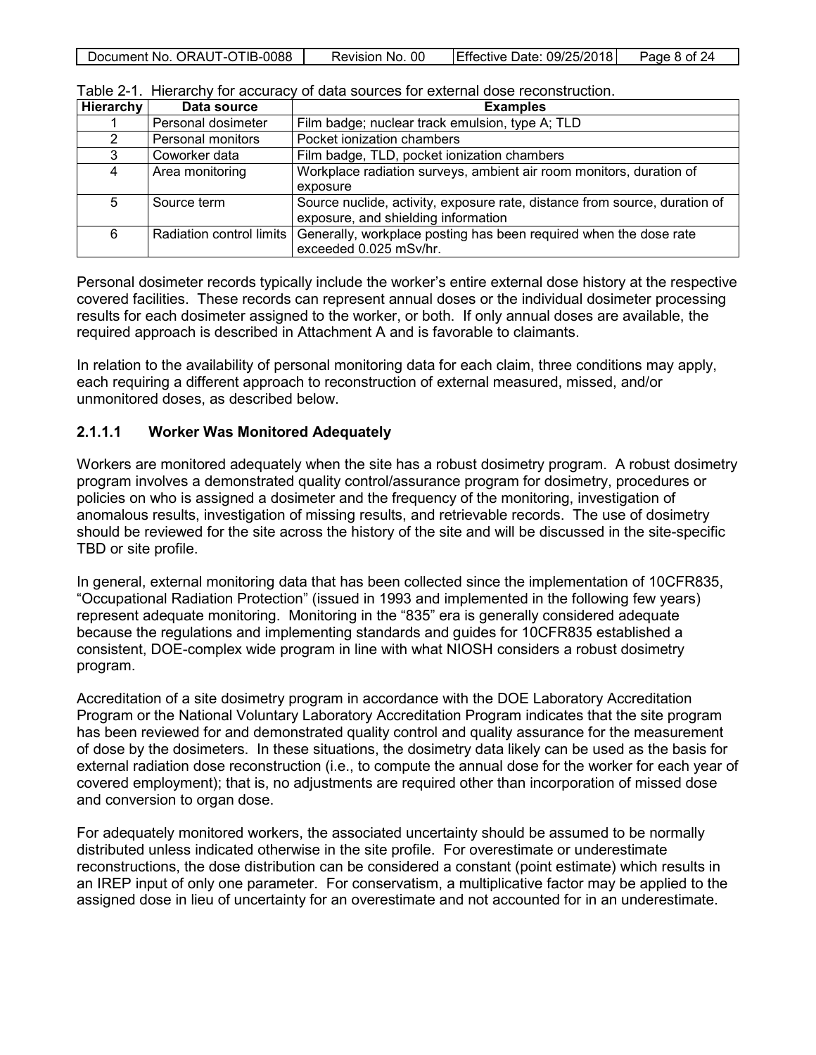Table 2-1. Hierarchy for accuracy of data sources for external dose reconstruction.

| Hierarchy | Data source | Examples |
|---|---|---|
| 1 | Personal dosimeter | Film badge; nuclear track emulsion, type A; TLD |
| 2 | Personal monitors | Pocket ionization chambers |
| 3 | Coworker data | Film badge, TLD, pocket ionization chambers |
| 4 | Area monitoring | Workplace radiation surveys, ambient air room monitors, duration of exposure |
| 5 | Source term | Source nuclide, activity, exposure rate, distance from source, duration of exposure, and shielding information |
| 6 | Radiation control limits | Generally, workplace posting has been required when the dose rate exceeded 0.025 mSv/hr. |

Personal dosimeter records typically include the worker's entire external dose history at the respective covered facilities. These records can represent annual doses or the individual dosimeter processing results for each dosimeter assigned to the worker, or both. If only annual doses are available, the required approach is described in Attachment A and is favorable to claimants.

In relation to the availability of personal monitoring data for each claim, three conditions may apply, each requiring a different approach to reconstruction of external measured, missed, and/or unmonitored doses, as described below.

#### 2.1.1.1 Worker Was Monitored Adequately

Workers are monitored adequately when the site has a robust dosimetry program. A robust dosimetry program involves a demonstrated quality control/assurance program for dosimetry, procedures or policies on who is assigned a dosimeter and the frequency of the monitoring, investigation of anomalous results, investigation of missing results, and retrievable records. The use of dosimetry should be reviewed for the site across the history of the site and will be discussed in the site-specific TBD or site profile.

In general, external monitoring data that has been collected since the implementation of 10CFR835, "Occupational Radiation Protection" (issued in 1993 and implemented in the following few years) represent adequate monitoring. Monitoring in the "835" era is generally considered adequate because the regulations and implementing standards and guides for 10CFR835 established a consistent, DOE-complex wide program in line with what NIOSH considers a robust dosimetry program.

Accreditation of a site dosimetry program in accordance with the DOE Laboratory Accreditation Program or the National Voluntary Laboratory Accreditation Program indicates that the site program has been reviewed for and demonstrated quality control and quality assurance for the measurement of dose by the dosimeters. In these situations, the dosimetry data likely can be used as the basis for external radiation dose reconstruction (i.e., to compute the annual dose for the worker for each year of covered employment); that is, no adjustments are required other than incorporation of missed dose and conversion to organ dose.

For adequately monitored workers, the associated uncertainty should be assumed to be normally distributed unless indicated otherwise in the site profile. For overestimate or underestimate reconstructions, the dose distribution can be considered a constant (point estimate) which results in an IREP input of only one parameter. For conservatism, a multiplicative factor may be applied to the assigned dose in lieu of uncertainty for an overestimate and not accounted for in an underestimate.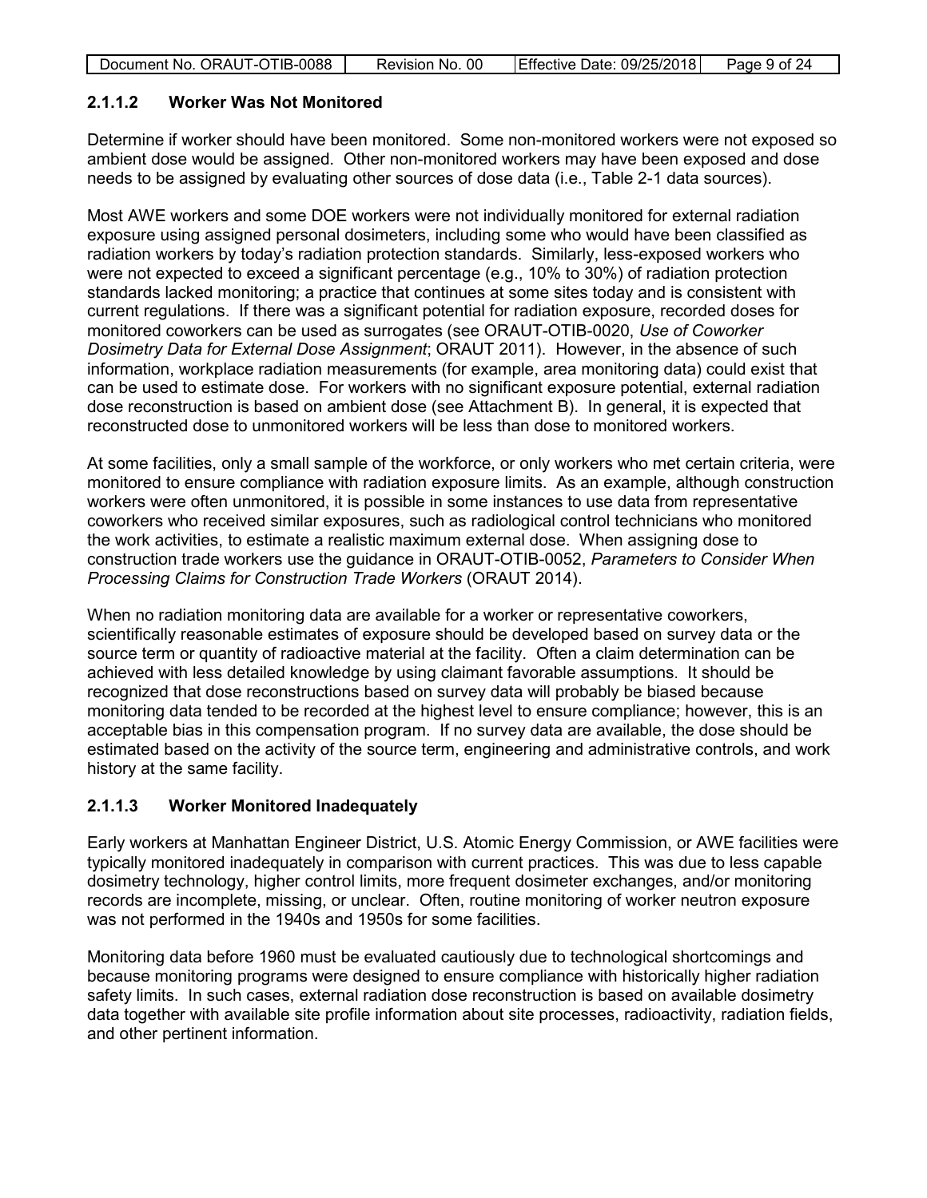#### 2.1.1.2 Worker Was Not Monitored

Determine if worker should have been monitored. Some non-monitored workers were not exposed so ambient dose would be assigned. Other non-monitored workers may have been exposed and dose needs to be assigned by evaluating other sources of dose data (i.e., Table 2-1 data sources).

Most AWE workers and some DOE workers were not individually monitored for external radiation exposure using assigned personal dosimeters, including some who would have been classified as radiation workers by today's radiation protection standards. Similarly, less-exposed workers who were not expected to exceed a significant percentage (e.g., 10% to 30%) of radiation protection standards lacked monitoring; a practice that continues at some sites today and is consistent with current regulations. If there was a significant potential for radiation exposure, recorded doses for monitored coworkers can be used as surrogates (see ORAUT-OTIB-0020, *Use of Coworker Dosimetry Data for External Dose Assignment*; ORAUT 2011). However, in the absence of such information, workplace radiation measurements (for example, area monitoring data) could exist that can be used to estimate dose. For workers with no significant exposure potential, external radiation dose reconstruction is based on ambient dose (see Attachment B). In general, it is expected that reconstructed dose to unmonitored workers will be less than dose to monitored workers.

At some facilities, only a small sample of the workforce, or only workers who met certain criteria, were monitored to ensure compliance with radiation exposure limits. As an example, although construction workers were often unmonitored, it is possible in some instances to use data from representative coworkers who received similar exposures, such as radiological control technicians who monitored the work activities, to estimate a realistic maximum external dose. When assigning dose to construction trade workers use the guidance in ORAUT-OTIB-0052, *Parameters to Consider When Processing Claims for Construction Trade Workers* (ORAUT 2014).

When no radiation monitoring data are available for a worker or representative coworkers, scientifically reasonable estimates of exposure should be developed based on survey data or the source term or quantity of radioactive material at the facility. Often a claim determination can be achieved with less detailed knowledge by using claimant favorable assumptions. It should be recognized that dose reconstructions based on survey data will probably be biased because monitoring data tended to be recorded at the highest level to ensure compliance; however, this is an acceptable bias in this compensation program. If no survey data are available, the dose should be estimated based on the activity of the source term, engineering and administrative controls, and work history at the same facility.

#### 2.1.1.3 Worker Monitored Inadequately

Early workers at Manhattan Engineer District, U.S. Atomic Energy Commission, or AWE facilities were typically monitored inadequately in comparison with current practices. This was due to less capable dosimetry technology, higher control limits, more frequent dosimeter exchanges, and/or monitoring records are incomplete, missing, or unclear. Often, routine monitoring of worker neutron exposure was not performed in the 1940s and 1950s for some facilities.

Monitoring data before 1960 must be evaluated cautiously due to technological shortcomings and because monitoring programs were designed to ensure compliance with historically higher radiation safety limits. In such cases, external radiation dose reconstruction is based on available dosimetry data together with available site profile information about site processes, radioactivity, radiation fields, and other pertinent information.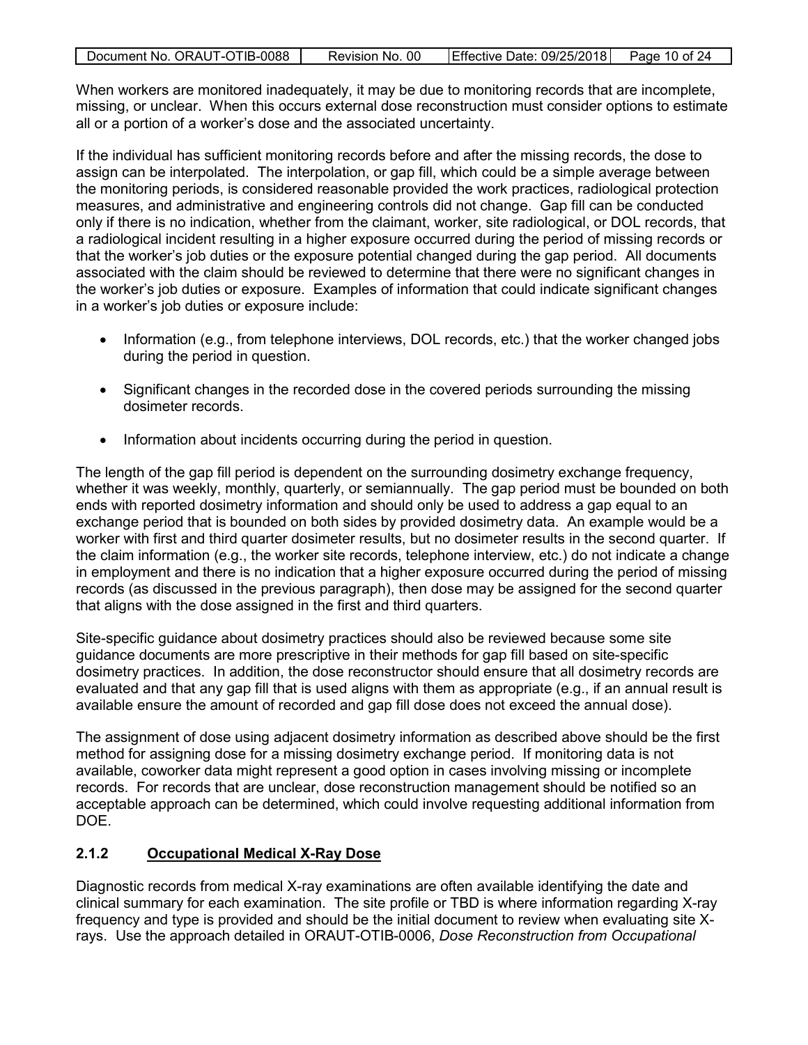When workers are monitored inadequately, it may be due to monitoring records that are incomplete, missing, or unclear. When this occurs external dose reconstruction must consider options to estimate all or a portion of a worker's dose and the associated uncertainty.

If the individual has sufficient monitoring records before and after the missing records, the dose to assign can be interpolated. The interpolation, or gap fill, which could be a simple average between the monitoring periods, is considered reasonable provided the work practices, radiological protection measures, and administrative and engineering controls did not change. Gap fill can be conducted only if there is no indication, whether from the claimant, worker, site radiological, or DOL records, that a radiological incident resulting in a higher exposure occurred during the period of missing records or that the worker's job duties or the exposure potential changed during the gap period. All documents associated with the claim should be reviewed to determine that there were no significant changes in the worker's job duties or exposure. Examples of information that could indicate significant changes in a worker's job duties or exposure include:

- Information (e.g., from telephone interviews, DOL records, etc.) that the worker changed jobs during the period in question.
- Significant changes in the recorded dose in the covered periods surrounding the missing dosimeter records.
- Information about incidents occurring during the period in question.

The length of the gap fill period is dependent on the surrounding dosimetry exchange frequency, whether it was weekly, monthly, quarterly, or semiannually. The gap period must be bounded on both ends with reported dosimetry information and should only be used to address a gap equal to an exchange period that is bounded on both sides by provided dosimetry data. An example would be a worker with first and third quarter dosimeter results, but no dosimeter results in the second quarter. If the claim information (e.g., the worker site records, telephone interview, etc.) do not indicate a change in employment and there is no indication that a higher exposure occurred during the period of missing records (as discussed in the previous paragraph), then dose may be assigned for the second quarter that aligns with the dose assigned in the first and third quarters.

Site-specific guidance about dosimetry practices should also be reviewed because some site guidance documents are more prescriptive in their methods for gap fill based on site-specific dosimetry practices. In addition, the dose reconstructor should ensure that all dosimetry records are evaluated and that any gap fill that is used aligns with them as appropriate (e.g., if an annual result is available ensure the amount of recorded and gap fill dose does not exceed the annual dose).

The assignment of dose using adjacent dosimetry information as described above should be the first method for assigning dose for a missing dosimetry exchange period. If monitoring data is not available, coworker data might represent a good option in cases involving missing or incomplete records. For records that are unclear, dose reconstruction management should be notified so an acceptable approach can be determined, which could involve requesting additional information from DOE.

### 2.1.2 Occupational Medical X-Ray Dose

Diagnostic records from medical X-ray examinations are often available identifying the date and clinical summary for each examination. The site profile or TBD is where information regarding X-ray frequency and type is provided and should be the initial document to review when evaluating site X-rays. Use the approach detailed in ORAUT-OTIB-0006, *Dose Reconstruction from Occupational*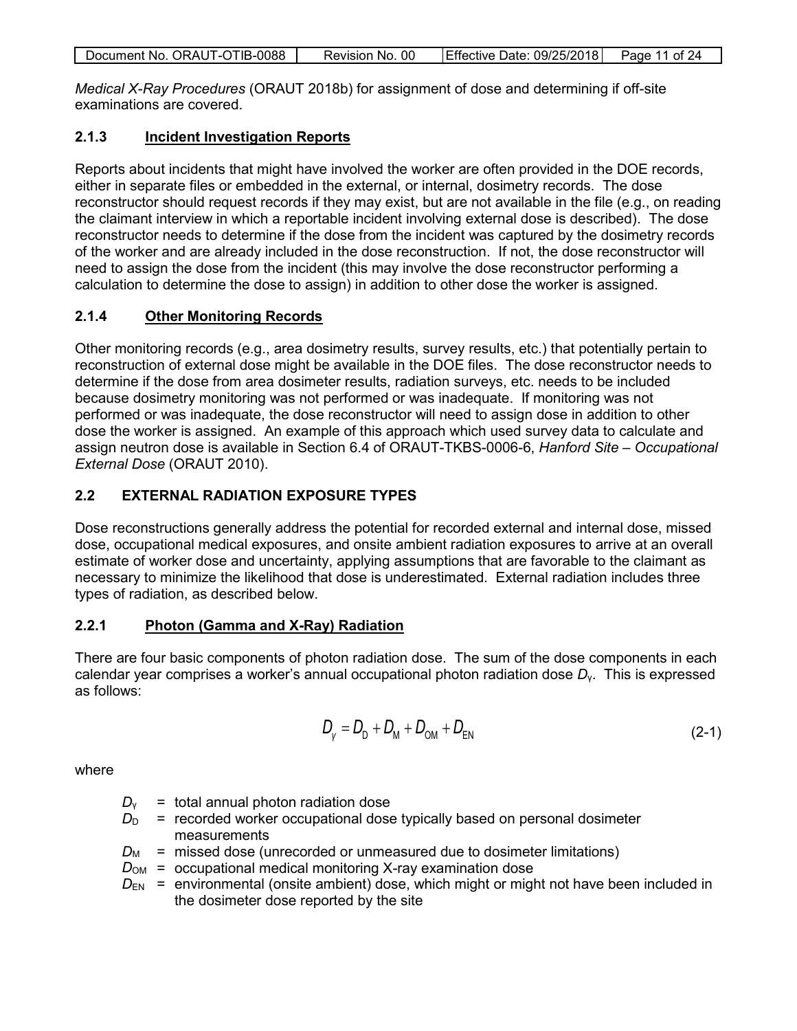*Medical X-Ray Procedures* (ORAUT 2018b) for assignment of dose and determining if off-site examinations are covered.

### 2.1.3 Incident Investigation Reports

Reports about incidents that might have involved the worker are often provided in the DOE records, either in separate files or embedded in the external, or internal, dosimetry records. The dose reconstructor should request records if they may exist, but are not available in the file (e.g., on reading the claimant interview in which a reportable incident involving external dose is described). The dose reconstructor needs to determine if the dose from the incident was captured by the dosimetry records of the worker and are already included in the dose reconstruction. If not, the dose reconstructor will need to assign the dose from the incident (this may involve the dose reconstructor performing a calculation to determine the dose to assign) in addition to other dose the worker is assigned.

### 2.1.4 Other Monitoring Records

Other monitoring records (e.g., area dosimetry results, survey results, etc.) that potentially pertain to reconstruction of external dose might be available in the DOE files. The dose reconstructor needs to determine if the dose from area dosimeter results, radiation surveys, etc. needs to be included because dosimetry monitoring was not performed or was inadequate. If monitoring was not performed or was inadequate, the dose reconstructor will need to assign dose in addition to other dose the worker is assigned. An example of this approach which used survey data to calculate and assign neutron dose is available in Section 6.4 of ORAUT-TKBS-0006-6, *Hanford Site – Occupational External Dose* (ORAUT 2010).

## 2.2 EXTERNAL RADIATION EXPOSURE TYPES

Dose reconstructions generally address the potential for recorded external and internal dose, missed dose, occupational medical exposures, and onsite ambient radiation exposures to arrive at an overall estimate of worker dose and uncertainty, applying assumptions that are favorable to the claimant as necessary to minimize the likelihood that dose is underestimated. External radiation includes three types of radiation, as described below.

### 2.2.1 Photon (Gamma and X-Ray) Radiation

There are four basic components of photon radiation dose. The sum of the dose components in each calendar year comprises a worker's annual occupational photon radiation dose $D_\gamma$. This is expressed as follows:

$$D_\gamma = D_D + D_M + D_{OM} + D_{EN} \tag{2-1}$$

where

- $D_\gamma$ = total annual photon radiation dose
- $D_D$ = recorded worker occupational dose typically based on personal dosimeter measurements
- $D_M$ = missed dose (unrecorded or unmeasured due to dosimeter limitations)
- $D_{OM}$ = occupational medical monitoring X-ray examination dose
- $D_{EN}$ = environmental (onsite ambient) dose, which might or might not have been included in the dosimeter dose reported by the site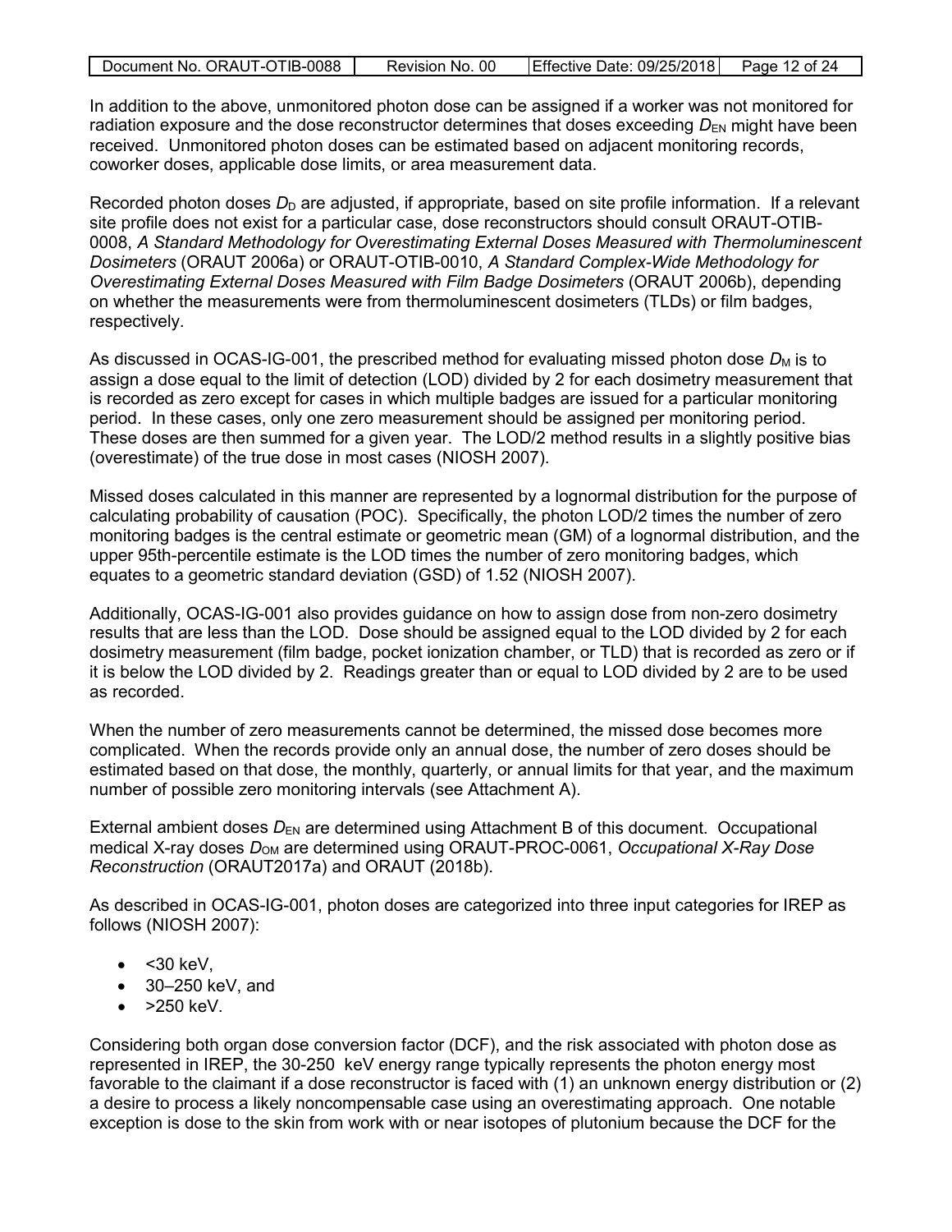In addition to the above, unmonitored photon dose can be assigned if a worker was not monitored for radiation exposure and the dose reconstructor determines that doses exceeding $D_{EN}$ might have been received. Unmonitored photon doses can be estimated based on adjacent monitoring records, coworker doses, applicable dose limits, or area measurement data.

Recorded photon doses $D_D$ are adjusted, if appropriate, based on site profile information. If a relevant site profile does not exist for a particular case, dose reconstructors should consult ORAUT-OTIB-0008, *A Standard Methodology for Overestimating External Doses Measured with Thermoluminescent Dosimeters* (ORAUT 2006a) or ORAUT-OTIB-0010, *A Standard Complex-Wide Methodology for Overestimating External Doses Measured with Film Badge Dosimeters* (ORAUT 2006b), depending on whether the measurements were from thermoluminescent dosimeters (TLDs) or film badges, respectively.

As discussed in OCAS-IG-001, the prescribed method for evaluating missed photon dose $D_M$ is to assign a dose equal to the limit of detection (LOD) divided by 2 for each dosimetry measurement that is recorded as zero except for cases in which multiple badges are issued for a particular monitoring period. In these cases, only one zero measurement should be assigned per monitoring period. These doses are then summed for a given year. The LOD/2 method results in a slightly positive bias (overestimate) of the true dose in most cases (NIOSH 2007).

Missed doses calculated in this manner are represented by a lognormal distribution for the purpose of calculating probability of causation (POC). Specifically, the photon LOD/2 times the number of zero monitoring badges is the central estimate or geometric mean (GM) of a lognormal distribution, and the upper 95th-percentile estimate is the LOD times the number of zero monitoring badges, which equates to a geometric standard deviation (GSD) of 1.52 (NIOSH 2007).

Additionally, OCAS-IG-001 also provides guidance on how to assign dose from non-zero dosimetry results that are less than the LOD. Dose should be assigned equal to the LOD divided by 2 for each dosimetry measurement (film badge, pocket ionization chamber, or TLD) that is recorded as zero or if it is below the LOD divided by 2. Readings greater than or equal to LOD divided by 2 are to be used as recorded.

When the number of zero measurements cannot be determined, the missed dose becomes more complicated. When the records provide only an annual dose, the number of zero doses should be estimated based on that dose, the monthly, quarterly, or annual limits for that year, and the maximum number of possible zero monitoring intervals (see Attachment A).

External ambient doses $D_{EN}$ are determined using Attachment B of this document. Occupational medical X-ray doses $D_{OM}$ are determined using ORAUT-PROC-0061, *Occupational X-Ray Dose Reconstruction* (ORAUT2017a) and ORAUT (2018b).

As described in OCAS-IG-001, photon doses are categorized into three input categories for IREP as follows (NIOSH 2007):

- <30 keV,
- 30–250 keV, and
- >250 keV.

Considering both organ dose conversion factor (DCF), and the risk associated with photon dose as represented in IREP, the 30-250 keV energy range typically represents the photon energy most favorable to the claimant if a dose reconstructor is faced with (1) an unknown energy distribution or (2) a desire to process a likely noncompensable case using an overestimating approach. One notable exception is dose to the skin from work with or near isotopes of plutonium because the DCF for the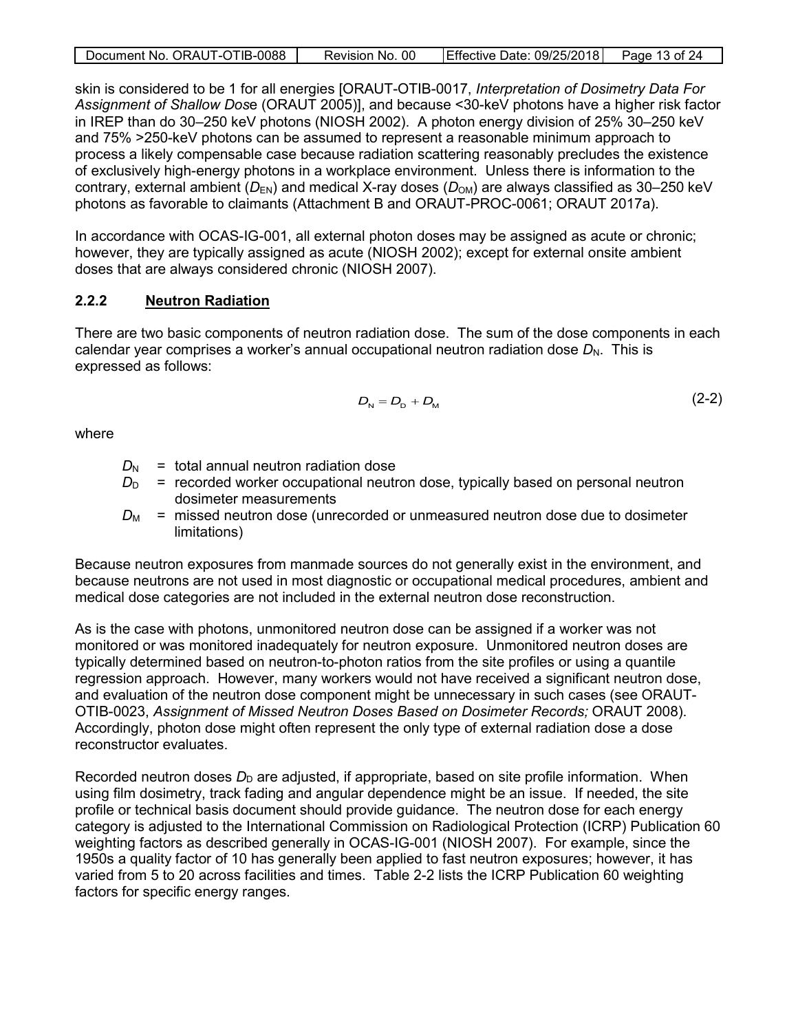skin is considered to be 1 for all energies [ORAUT-OTIB-0017, *Interpretation of Dosimetry Data For Assignment of Shallow Dose* (ORAUT 2005)], and because <30-keV photons have a higher risk factor in IREP than do 30–250 keV photons (NIOSH 2002). A photon energy division of 25% 30–250 keV and 75% >250-keV photons can be assumed to represent a reasonable minimum approach to process a likely compensable case because radiation scattering reasonably precludes the existence of exclusively high-energy photons in a workplace environment. Unless there is information to the contrary, external ambient ($D_{EN}$) and medical X-ray doses ($D_{OM}$) are always classified as 30–250 keV photons as favorable to claimants (Attachment B and ORAUT-PROC-0061; ORAUT 2017a).

In accordance with OCAS-IG-001, all external photon doses may be assigned as acute or chronic; however, they are typically assigned as acute (NIOSH 2002); except for external onsite ambient doses that are always considered chronic (NIOSH 2007).

### 2.2.2 Neutron Radiation

There are two basic components of neutron radiation dose. The sum of the dose components in each calendar year comprises a worker's annual occupational neutron radiation dose $D_N$. This is expressed as follows:

$$D_N = D_D + D_M \tag{2-2}$$

where

- $D_N$ = total annual neutron radiation dose
- $D_D$ = recorded worker occupational neutron dose, typically based on personal neutron dosimeter measurements
- $D_M$ = missed neutron dose (unrecorded or unmeasured neutron dose due to dosimeter limitations)

Because neutron exposures from manmade sources do not generally exist in the environment, and because neutrons are not used in most diagnostic or occupational medical procedures, ambient and medical dose categories are not included in the external neutron dose reconstruction.

As is the case with photons, unmonitored neutron dose can be assigned if a worker was not monitored or was monitored inadequately for neutron exposure. Unmonitored neutron doses are typically determined based on neutron-to-photon ratios from the site profiles or using a quantile regression approach. However, many workers would not have received a significant neutron dose, and evaluation of the neutron dose component might be unnecessary in such cases (see ORAUT-OTIB-0023, *Assignment of Missed Neutron Doses Based on Dosimeter Records;* ORAUT 2008). Accordingly, photon dose might often represent the only type of external radiation dose a dose reconstructor evaluates.

Recorded neutron doses $D_D$ are adjusted, if appropriate, based on site profile information. When using film dosimetry, track fading and angular dependence might be an issue. If needed, the site profile or technical basis document should provide guidance. The neutron dose for each energy category is adjusted to the International Commission on Radiological Protection (ICRP) Publication 60 weighting factors as described generally in OCAS-IG-001 (NIOSH 2007). For example, since the 1950s a quality factor of 10 has generally been applied to fast neutron exposures; however, it has varied from 5 to 20 across facilities and times. Table 2-2 lists the ICRP Publication 60 weighting factors for specific energy ranges.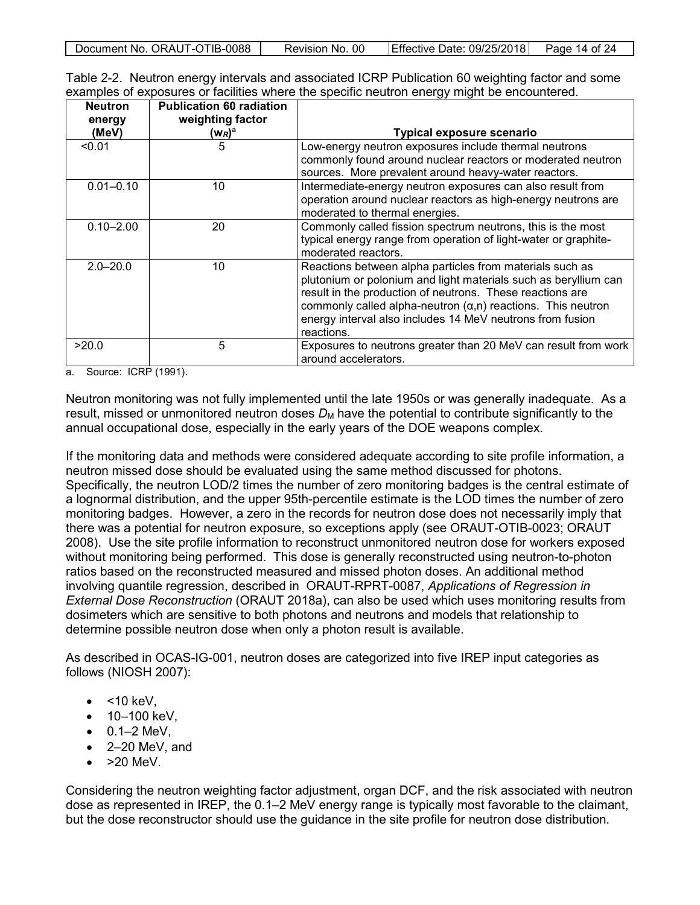Table 2-2. Neutron energy intervals and associated ICRP Publication 60 weighting factor and some examples of exposures or facilities where the specific neutron energy might be encountered.

| Neutron energy (MeV) | Publication 60 radiation weighting factor ($w_R$)[a] | Typical exposure scenario |
|---|---|---|
| <0.01 | 5 | Low-energy neutron exposures include thermal neutrons commonly found around nuclear reactors or moderated neutron sources. More prevalent around heavy-water reactors. |
| 0.01–0.10 | 10 | Intermediate-energy neutron exposures can also result from operation around nuclear reactors as high-energy neutrons are moderated to thermal energies. |
| 0.10–2.00 | 20 | Commonly called fission spectrum neutrons, this is the most typical energy range from operation of light-water or graphite-moderated reactors. |
| 2.0–20.0 | 10 | Reactions between alpha particles from materials such as plutonium or polonium and light materials such as beryllium can result in the production of neutrons. These reactions are commonly called alpha-neutron (α,n) reactions. This neutron energy interval also includes 14 MeV neutrons from fusion reactions. |
| >20.0 | 5 | Exposures to neutrons greater than 20 MeV can result from work around accelerators. |

a. Source: ICRP (1991).

Neutron monitoring was not fully implemented until the late 1950s or was generally inadequate. As a result, missed or unmonitored neutron doses $D_M$ have the potential to contribute significantly to the annual occupational dose, especially in the early years of the DOE weapons complex.

If the monitoring data and methods were considered adequate according to site profile information, a neutron missed dose should be evaluated using the same method discussed for photons. Specifically, the neutron LOD/2 times the number of zero monitoring badges is the central estimate of a lognormal distribution, and the upper 95th-percentile estimate is the LOD times the number of zero monitoring badges. However, a zero in the records for neutron dose does not necessarily imply that there was a potential for neutron exposure, so exceptions apply (see ORAUT-OTIB-0023; ORAUT 2008). Use the site profile information to reconstruct unmonitored neutron dose for workers exposed without monitoring being performed. This dose is generally reconstructed using neutron-to-photon ratios based on the reconstructed measured and missed photon doses. An additional method involving quantile regression, described in ORAUT-RPRT-0087, *Applications of Regression in External Dose Reconstruction* (ORAUT 2018a), can also be used which uses monitoring results from dosimeters which are sensitive to both photons and neutrons and models that relationship to determine possible neutron dose when only a photon result is available.

As described in OCAS-IG-001, neutron doses are categorized into five IREP input categories as follows (NIOSH 2007):

- <10 keV,
- 10–100 keV,
- 0.1–2 MeV,
- 2–20 MeV, and
- >20 MeV.

Considering the neutron weighting factor adjustment, organ DCF, and the risk associated with neutron dose as represented in IREP, the 0.1–2 MeV energy range is typically most favorable to the claimant, but the dose reconstructor should use the guidance in the site profile for neutron dose distribution.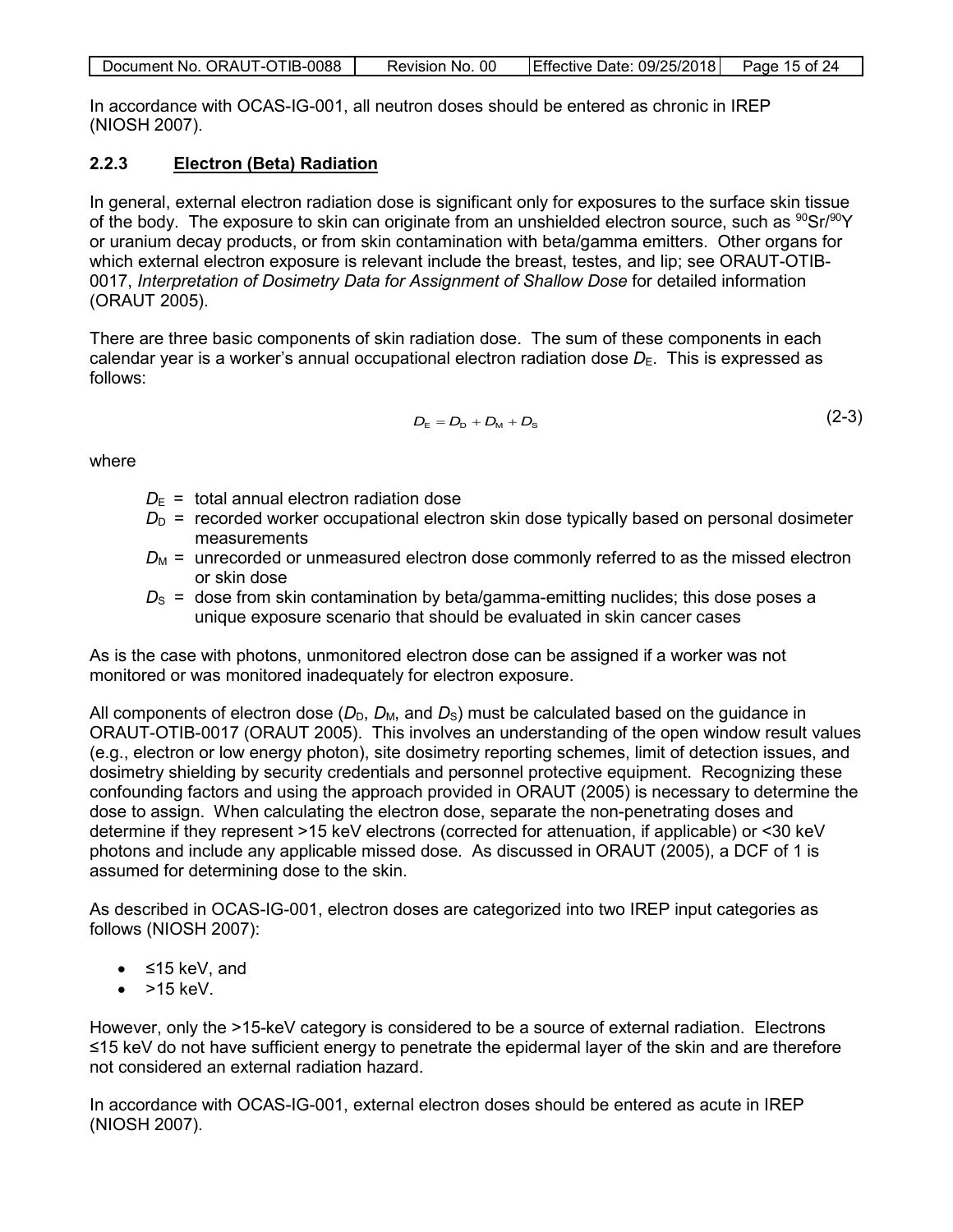In accordance with OCAS-IG-001, all neutron doses should be entered as chronic in IREP (NIOSH 2007).

### 2.2.3 Electron (Beta) Radiation

In general, external electron radiation dose is significant only for exposures to the surface skin tissue of the body. The exposure to skin can originate from an unshielded electron source, such as $^{90}Sr/^{90}Y$ or uranium decay products, or from skin contamination with beta/gamma emitters. Other organs for which external electron exposure is relevant include the breast, testes, and lip; see ORAUT-OTIB-0017, *Interpretation of Dosimetry Data for Assignment of Shallow Dose* for detailed information (ORAUT 2005).

There are three basic components of skin radiation dose. The sum of these components in each calendar year is a worker's annual occupational electron radiation dose $D_E$. This is expressed as follows:

$$D_E = D_D + D_M + D_S \tag{2-3}$$

where

- $D_E$ = total annual electron radiation dose
- $D_D$ = recorded worker occupational electron skin dose typically based on personal dosimeter measurements
- $D_M$ = unrecorded or unmeasured electron dose commonly referred to as the missed electron or skin dose
- $D_S$ = dose from skin contamination by beta/gamma-emitting nuclides; this dose poses a unique exposure scenario that should be evaluated in skin cancer cases

As is the case with photons, unmonitored electron dose can be assigned if a worker was not monitored or was monitored inadequately for electron exposure.

All components of electron dose ($D_D$, $D_M$, and $D_S$) must be calculated based on the guidance in ORAUT-OTIB-0017 (ORAUT 2005). This involves an understanding of the open window result values (e.g., electron or low energy photon), site dosimetry reporting schemes, limit of detection issues, and dosimetry shielding by security credentials and personnel protective equipment. Recognizing these confounding factors and using the approach provided in ORAUT (2005) is necessary to determine the dose to assign. When calculating the electron dose, separate the non-penetrating doses and determine if they represent >15 keV electrons (corrected for attenuation, if applicable) or <30 keV photons and include any applicable missed dose. As discussed in ORAUT (2005), a DCF of 1 is assumed for determining dose to the skin.

As described in OCAS-IG-001, electron doses are categorized into two IREP input categories as follows (NIOSH 2007):

- ≤15 keV, and
- >15 keV.

However, only the >15-keV category is considered to be a source of external radiation. Electrons ≤15 keV do not have sufficient energy to penetrate the epidermal layer of the skin and are therefore not considered an external radiation hazard.

In accordance with OCAS-IG-001, external electron doses should be entered as acute in IREP (NIOSH 2007).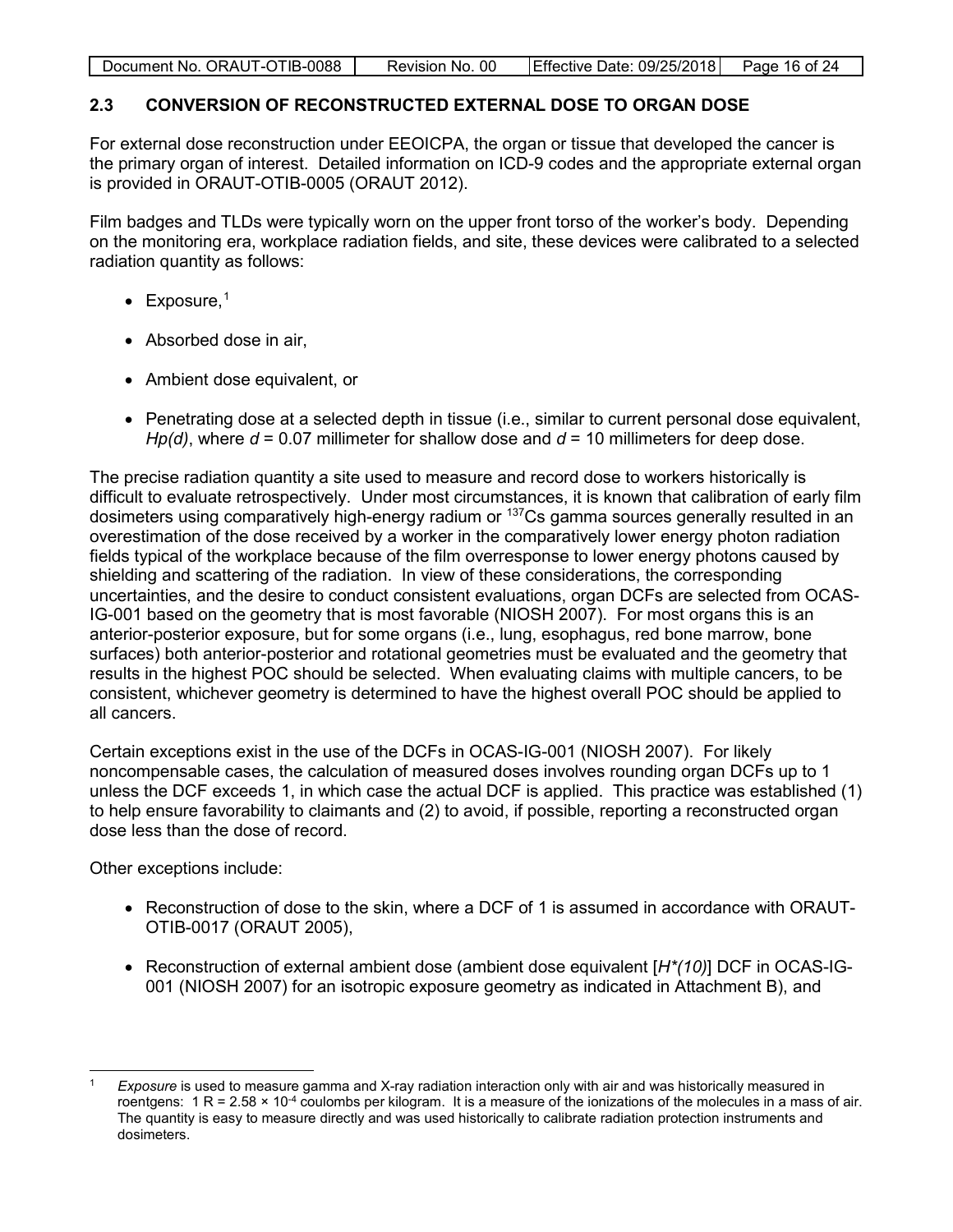## 2.3 CONVERSION OF RECONSTRUCTED EXTERNAL DOSE TO ORGAN DOSE

For external dose reconstruction under EEOICPA, the organ or tissue that developed the cancer is the primary organ of interest. Detailed information on ICD-9 codes and the appropriate external organ is provided in ORAUT-OTIB-0005 (ORAUT 2012).

Film badges and TLDs were typically worn on the upper front torso of the worker's body. Depending on the monitoring era, workplace radiation fields, and site, these devices were calibrated to a selected radiation quantity as follows:

- Exposure,[1]
- Absorbed dose in air,
- Ambient dose equivalent, or
- Penetrating dose at a selected depth in tissue (i.e., similar to current personal dose equivalent, *Hp(d)*, where *d* = 0.07 millimeter for shallow dose and *d* = 10 millimeters for deep dose.

The precise radiation quantity a site used to measure and record dose to workers historically is difficult to evaluate retrospectively. Under most circumstances, it is known that calibration of early film dosimeters using comparatively high-energy radium or $^{137}$Cs gamma sources generally resulted in an overestimation of the dose received by a worker in the comparatively lower energy photon radiation fields typical of the workplace because of the film overresponse to lower energy photons caused by shielding and scattering of the radiation. In view of these considerations, the corresponding uncertainties, and the desire to conduct consistent evaluations, organ DCFs are selected from OCAS-IG-001 based on the geometry that is most favorable (NIOSH 2007). For most organs this is an anterior-posterior exposure, but for some organs (i.e., lung, esophagus, red bone marrow, bone surfaces) both anterior-posterior and rotational geometries must be evaluated and the geometry that results in the highest POC should be selected. When evaluating claims with multiple cancers, to be consistent, whichever geometry is determined to have the highest overall POC should be applied to all cancers.

Certain exceptions exist in the use of the DCFs in OCAS-IG-001 (NIOSH 2007). For likely noncompensable cases, the calculation of measured doses involves rounding organ DCFs up to 1 unless the DCF exceeds 1, in which case the actual DCF is applied. This practice was established (1) to help ensure favorability to claimants and (2) to avoid, if possible, reporting a reconstructed organ dose less than the dose of record.

Other exceptions include:

- Reconstruction of dose to the skin, where a DCF of 1 is assumed in accordance with ORAUT-OTIB-0017 (ORAUT 2005),
- Reconstruction of external ambient dose (ambient dose equivalent [*H\*(10)*] DCF in OCAS-IG-001 (NIOSH 2007) for an isotropic exposure geometry as indicated in Attachment B), and

---

[1] *Exposure* is used to measure gamma and X-ray radiation interaction only with air and was historically measured in roentgens: 1 R = $2.58 \times 10^{-4}$ coulombs per kilogram. It is a measure of the ionizations of the molecules in a mass of air. The quantity is easy to measure directly and was used historically to calibrate radiation protection instruments and dosimeters.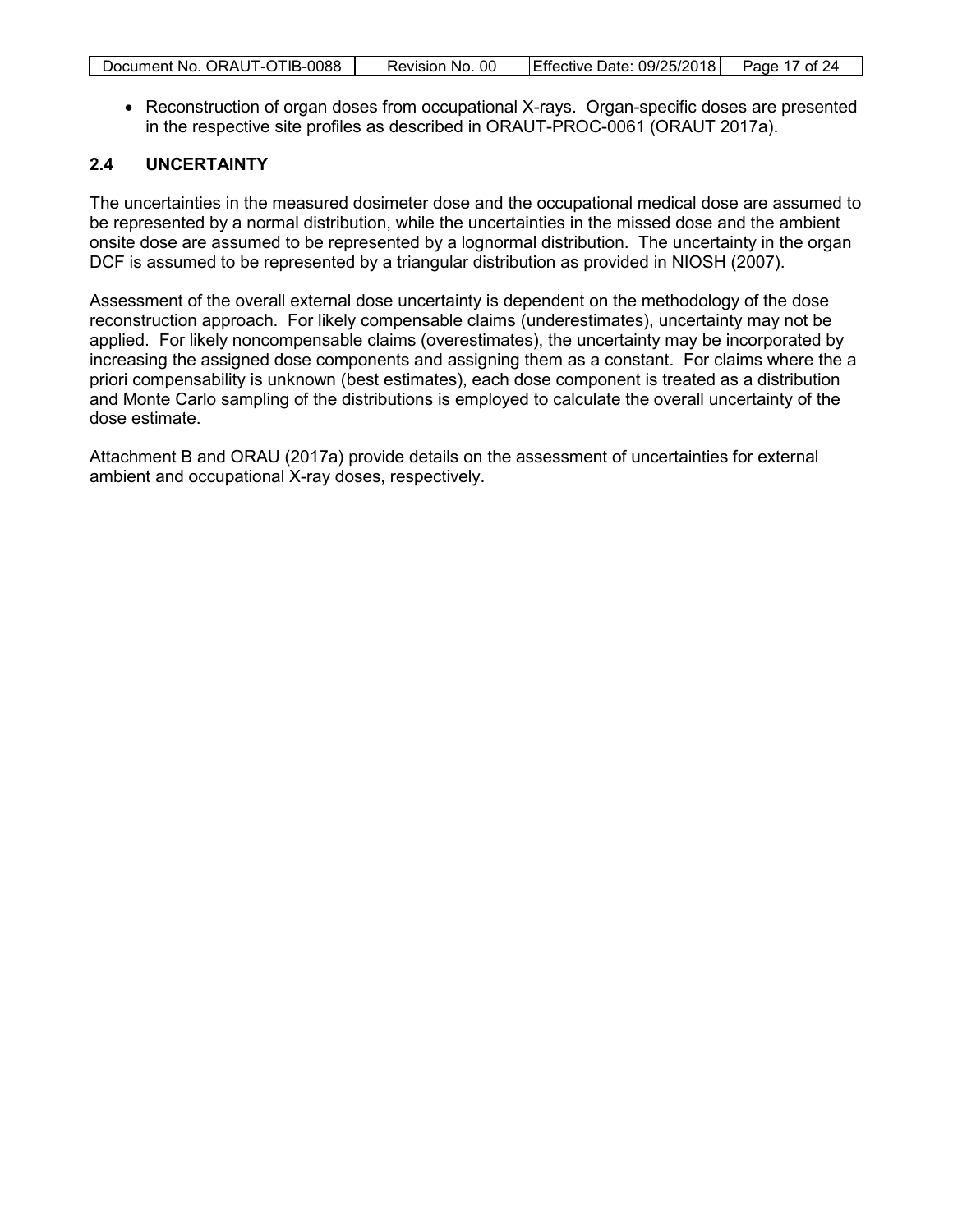- Reconstruction of organ doses from occupational X-rays. Organ-specific doses are presented in the respective site profiles as described in ORAUT-PROC-0061 (ORAUT 2017a).

## 2.4 UNCERTAINTY

The uncertainties in the measured dosimeter dose and the occupational medical dose are assumed to be represented by a normal distribution, while the uncertainties in the missed dose and the ambient onsite dose are assumed to be represented by a lognormal distribution. The uncertainty in the organ DCF is assumed to be represented by a triangular distribution as provided in NIOSH (2007).

Assessment of the overall external dose uncertainty is dependent on the methodology of the dose reconstruction approach. For likely compensable claims (underestimates), uncertainty may not be applied. For likely noncompensable claims (overestimates), the uncertainty may be incorporated by increasing the assigned dose components and assigning them as a constant. For claims where the a priori compensability is unknown (best estimates), each dose component is treated as a distribution and Monte Carlo sampling of the distributions is employed to calculate the overall uncertainty of the dose estimate.

Attachment B and ORAU (2017a) provide details on the assessment of uncertainties for external ambient and occupational X-ray doses, respectively.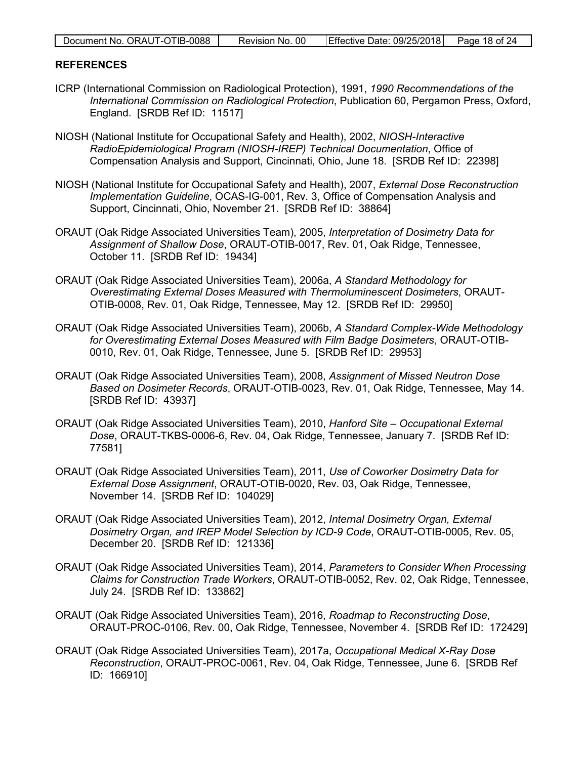## REFERENCES

ICRP (International Commission on Radiological Protection), 1991, *1990 Recommendations of the International Commission on Radiological Protection*, Publication 60, Pergamon Press, Oxford, England. [SRDB Ref ID: 11517]

NIOSH (National Institute for Occupational Safety and Health), 2002, *NIOSH-Interactive RadioEpidemiological Program (NIOSH-IREP) Technical Documentation*, Office of Compensation Analysis and Support, Cincinnati, Ohio, June 18. [SRDB Ref ID: 22398]

NIOSH (National Institute for Occupational Safety and Health), 2007, *External Dose Reconstruction Implementation Guideline*, OCAS-IG-001, Rev. 3, Office of Compensation Analysis and Support, Cincinnati, Ohio, November 21. [SRDB Ref ID: 38864]

ORAUT (Oak Ridge Associated Universities Team), 2005, *Interpretation of Dosimetry Data for Assignment of Shallow Dose*, ORAUT-OTIB-0017, Rev. 01, Oak Ridge, Tennessee, October 11. [SRDB Ref ID: 19434]

ORAUT (Oak Ridge Associated Universities Team), 2006a, *A Standard Methodology for Overestimating External Doses Measured with Thermoluminescent Dosimeters*, ORAUT-OTIB-0008, Rev. 01, Oak Ridge, Tennessee, May 12. [SRDB Ref ID: 29950]

ORAUT (Oak Ridge Associated Universities Team), 2006b, *A Standard Complex-Wide Methodology for Overestimating External Doses Measured with Film Badge Dosimeters*, ORAUT-OTIB-0010, Rev. 01, Oak Ridge, Tennessee, June 5. [SRDB Ref ID: 29953]

ORAUT (Oak Ridge Associated Universities Team), 2008, *Assignment of Missed Neutron Dose Based on Dosimeter Records*, ORAUT-OTIB-0023, Rev. 01, Oak Ridge, Tennessee, May 14. [SRDB Ref ID: 43937]

ORAUT (Oak Ridge Associated Universities Team), 2010, *Hanford Site – Occupational External Dose*, ORAUT-TKBS-0006-6, Rev. 04, Oak Ridge, Tennessee, January 7. [SRDB Ref ID: 77581]

ORAUT (Oak Ridge Associated Universities Team), 2011, *Use of Coworker Dosimetry Data for External Dose Assignment*, ORAUT-OTIB-0020, Rev. 03, Oak Ridge, Tennessee, November 14. [SRDB Ref ID: 104029]

ORAUT (Oak Ridge Associated Universities Team), 2012, *Internal Dosimetry Organ, External Dosimetry Organ, and IREP Model Selection by ICD-9 Code*, ORAUT-OTIB-0005, Rev. 05, December 20. [SRDB Ref ID: 121336]

ORAUT (Oak Ridge Associated Universities Team), 2014, *Parameters to Consider When Processing Claims for Construction Trade Workers*, ORAUT-OTIB-0052, Rev. 02, Oak Ridge, Tennessee, July 24. [SRDB Ref ID: 133862]

ORAUT (Oak Ridge Associated Universities Team), 2016, *Roadmap to Reconstructing Dose*, ORAUT-PROC-0106, Rev. 00, Oak Ridge, Tennessee, November 4. [SRDB Ref ID: 172429]

ORAUT (Oak Ridge Associated Universities Team), 2017a, *Occupational Medical X-Ray Dose Reconstruction*, ORAUT-PROC-0061, Rev. 04, Oak Ridge, Tennessee, June 6. [SRDB Ref ID: 166910]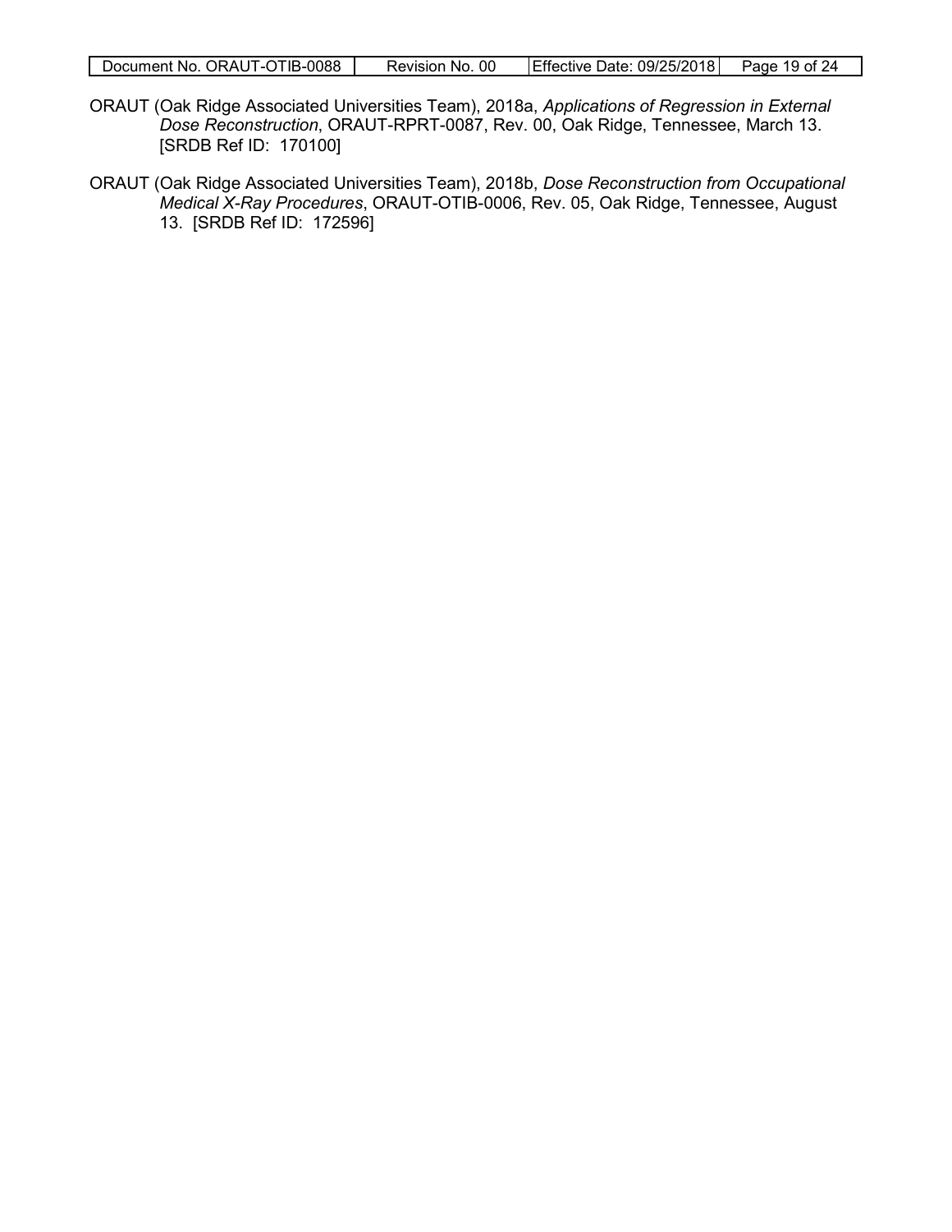ORAUT (Oak Ridge Associated Universities Team), 2018a, *Applications of Regression in External Dose Reconstruction*, ORAUT-RPRT-0087, Rev. 00, Oak Ridge, Tennessee, March 13. [SRDB Ref ID: 170100]

ORAUT (Oak Ridge Associated Universities Team), 2018b, *Dose Reconstruction from Occupational Medical X-Ray Procedures*, ORAUT-OTIB-0006, Rev. 05, Oak Ridge, Tennessee, August 13. [SRDB Ref ID: 172596]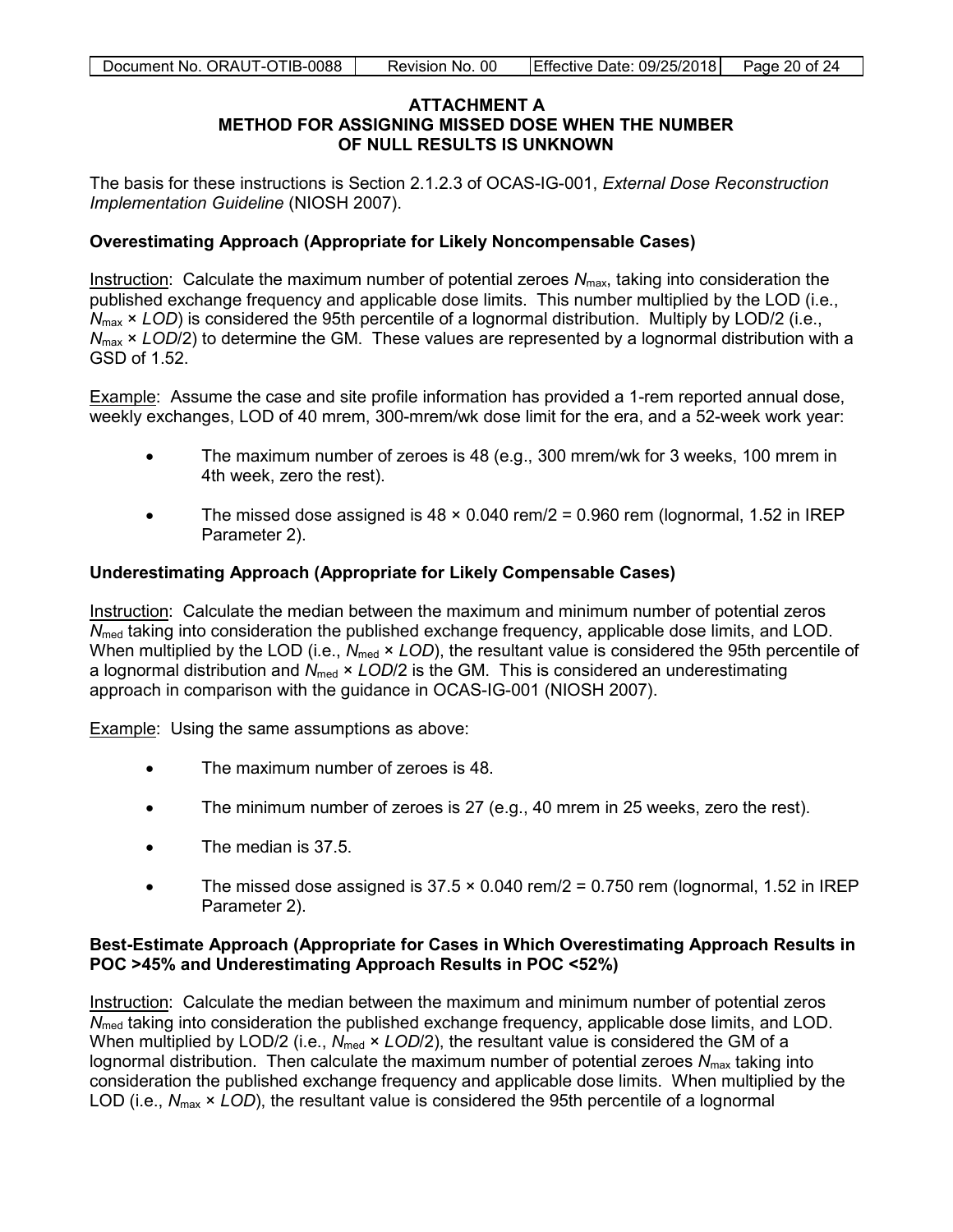## ATTACHMENT A
## METHOD FOR ASSIGNING MISSED DOSE WHEN THE NUMBER OF NULL RESULTS IS UNKNOWN

The basis for these instructions is Section 2.1.2.3 of OCAS-IG-001, *External Dose Reconstruction Implementation Guideline* (NIOSH 2007).

### Overestimating Approach (Appropriate for Likely Noncompensable Cases)

Instruction: Calculate the maximum number of potential zeroes $N_{max}$, taking into consideration the published exchange frequency and applicable dose limits. This number multiplied by the LOD (i.e., $N_{max} \times LOD$) is considered the 95th percentile of a lognormal distribution. Multiply by LOD/2 (i.e., $N_{max} \times LOD/2$) to determine the GM. These values are represented by a lognormal distribution with a GSD of 1.52.

Example: Assume the case and site profile information has provided a 1-rem reported annual dose, weekly exchanges, LOD of 40 mrem, 300-mrem/wk dose limit for the era, and a 52-week work year:

- The maximum number of zeroes is 48 (e.g., 300 mrem/wk for 3 weeks, 100 mrem in 4th week, zero the rest).
- The missed dose assigned is 48 × 0.040 rem/2 = 0.960 rem (lognormal, 1.52 in IREP Parameter 2).

### Underestimating Approach (Appropriate for Likely Compensable Cases)

Instruction: Calculate the median between the maximum and minimum number of potential zeros $N_{med}$ taking into consideration the published exchange frequency, applicable dose limits, and LOD. When multiplied by the LOD (i.e., $N_{med} \times LOD$), the resultant value is considered the 95th percentile of a lognormal distribution and $N_{med} \times LOD/2$ is the GM. This is considered an underestimating approach in comparison with the guidance in OCAS-IG-001 (NIOSH 2007).

Example: Using the same assumptions as above:

- The maximum number of zeroes is 48.
- The minimum number of zeroes is 27 (e.g., 40 mrem in 25 weeks, zero the rest).
- The median is 37.5.
- The missed dose assigned is 37.5 × 0.040 rem/2 = 0.750 rem (lognormal, 1.52 in IREP Parameter 2).

### Best-Estimate Approach (Appropriate for Cases in Which Overestimating Approach Results in POC >45% and Underestimating Approach Results in POC <52%)

Instruction: Calculate the median between the maximum and minimum number of potential zeros $N_{med}$ taking into consideration the published exchange frequency, applicable dose limits, and LOD. When multiplied by LOD/2 (i.e., $N_{med} \times LOD/2$), the resultant value is considered the GM of a lognormal distribution. Then calculate the maximum number of potential zeroes $N_{max}$ taking into consideration the published exchange frequency and applicable dose limits. When multiplied by the LOD (i.e., $N_{max} \times LOD$), the resultant value is considered the 95th percentile of a lognormal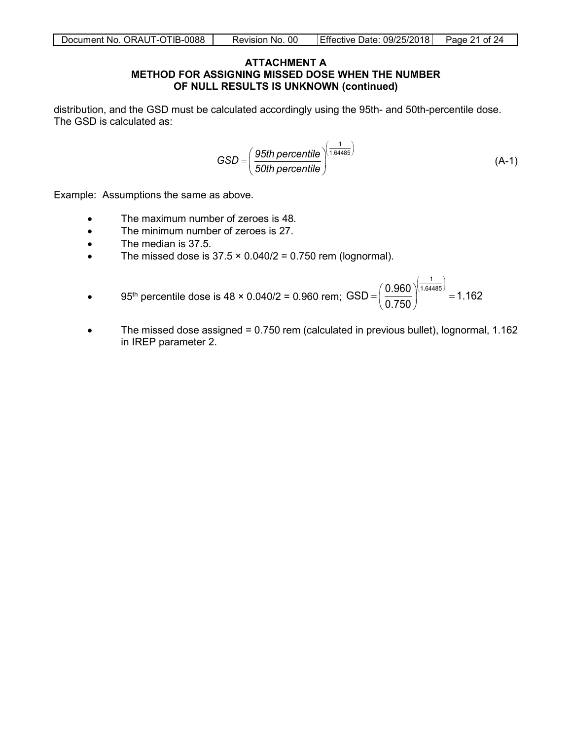### ATTACHMENT A
### METHOD FOR ASSIGNING MISSED DOSE WHEN THE NUMBER OF NULL RESULTS IS UNKNOWN (continued)

distribution, and the GSD must be calculated accordingly using the 95th- and 50th-percentile dose. The GSD is calculated as:

$$GSD = \left( \frac{95th\ percentile}{50th\ percentile} \right)^{\left( \frac{1}{1.64485} \right)} \tag{A-1}$$

Example: Assumptions the same as above.

- The maximum number of zeroes is 48.
- The minimum number of zeroes is 27.
- The median is 37.5.
- The missed dose is 37.5 × 0.040/2 = 0.750 rem (lognormal).
- 95th percentile dose is 48 × 0.040/2 = 0.960 rem; $GSD = \left( \frac{0.960}{0.750} \right)^{\left( \frac{1}{1.64485} \right)} = 1.162$
- The missed dose assigned = 0.750 rem (calculated in previous bullet), lognormal, 1.162 in IREP parameter 2.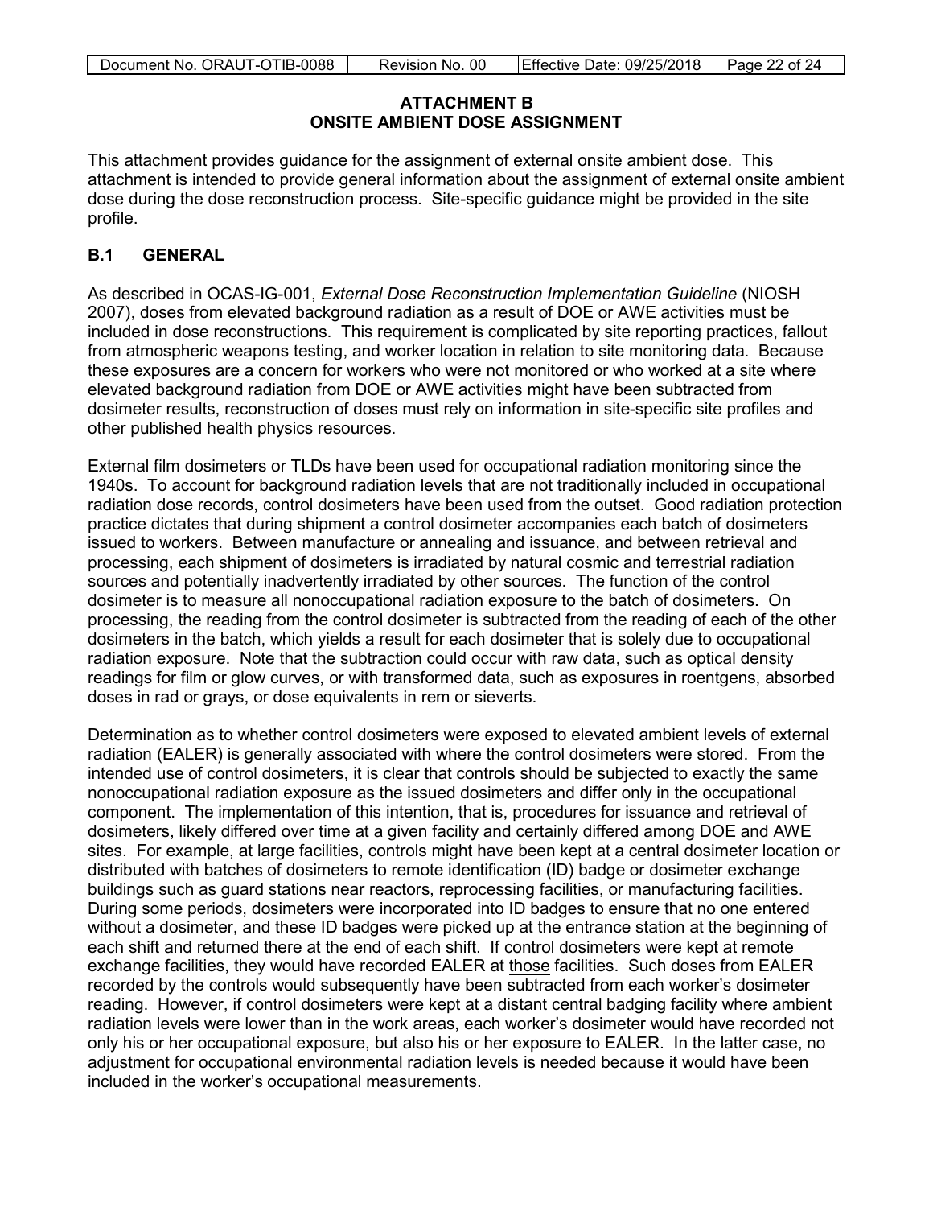# ATTACHMENT B
## ONSITE AMBIENT DOSE ASSIGNMENT

This attachment provides guidance for the assignment of external onsite ambient dose. This attachment is intended to provide general information about the assignment of external onsite ambient dose during the dose reconstruction process. Site-specific guidance might be provided in the site profile.

## B.1 GENERAL

As described in OCAS-IG-001, *External Dose Reconstruction Implementation Guideline* (NIOSH 2007), doses from elevated background radiation as a result of DOE or AWE activities must be included in dose reconstructions. This requirement is complicated by site reporting practices, fallout from atmospheric weapons testing, and worker location in relation to site monitoring data. Because these exposures are a concern for workers who were not monitored or who worked at a site where elevated background radiation from DOE or AWE activities might have been subtracted from dosimeter results, reconstruction of doses must rely on information in site-specific site profiles and other published health physics resources.

External film dosimeters or TLDs have been used for occupational radiation monitoring since the 1940s. To account for background radiation levels that are not traditionally included in occupational radiation dose records, control dosimeters have been used from the outset. Good radiation protection practice dictates that during shipment a control dosimeter accompanies each batch of dosimeters issued to workers. Between manufacture or annealing and issuance, and between retrieval and processing, each shipment of dosimeters is irradiated by natural cosmic and terrestrial radiation sources and potentially inadvertently irradiated by other sources. The function of the control dosimeter is to measure all nonoccupational radiation exposure to the batch of dosimeters. On processing, the reading from the control dosimeter is subtracted from the reading of each of the other dosimeters in the batch, which yields a result for each dosimeter that is solely due to occupational radiation exposure. Note that the subtraction could occur with raw data, such as optical density readings for film or glow curves, or with transformed data, such as exposures in roentgens, absorbed doses in rad or grays, or dose equivalents in rem or sieverts.

Determination as to whether control dosimeters were exposed to elevated ambient levels of external radiation (EALER) is generally associated with where the control dosimeters were stored. From the intended use of control dosimeters, it is clear that controls should be subjected to exactly the same nonoccupational radiation exposure as the issued dosimeters and differ only in the occupational component. The implementation of this intention, that is, procedures for issuance and retrieval of dosimeters, likely differed over time at a given facility and certainly differed among DOE and AWE sites. For example, at large facilities, controls might have been kept at a central dosimeter location or distributed with batches of dosimeters to remote identification (ID) badge or dosimeter exchange buildings such as guard stations near reactors, reprocessing facilities, or manufacturing facilities. During some periods, dosimeters were incorporated into ID badges to ensure that no one entered without a dosimeter, and these ID badges were picked up at the entrance station at the beginning of each shift and returned there at the end of each shift. If control dosimeters were kept at remote exchange facilities, they would have recorded EALER at <u>those</u> facilities. Such doses from EALER recorded by the controls would subsequently have been subtracted from each worker's dosimeter reading. However, if control dosimeters were kept at a distant central badging facility where ambient radiation levels were lower than in the work areas, each worker's dosimeter would have recorded not only his or her occupational exposure, but also his or her exposure to EALER. In the latter case, no adjustment for occupational environmental radiation levels is needed because it would have been included in the worker's occupational measurements.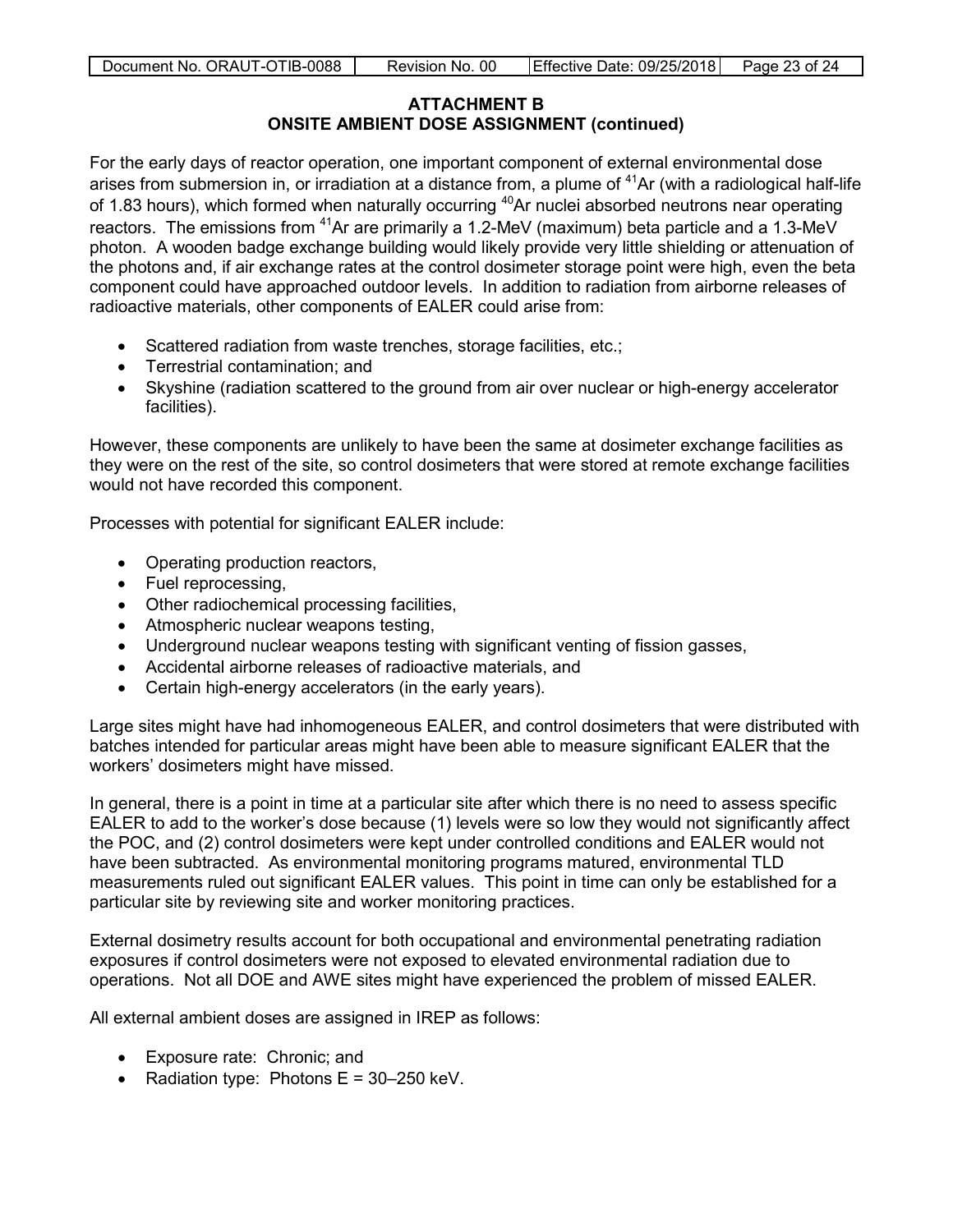## ATTACHMENT B
## ONSITE AMBIENT DOSE ASSIGNMENT (continued)

For the early days of reactor operation, one important component of external environmental dose arises from submersion in, or irradiation at a distance from, a plume of $^{41}$Ar (with a radiological half-life of 1.83 hours), which formed when naturally occurring $^{40}$Ar nuclei absorbed neutrons near operating reactors. The emissions from $^{41}$Ar are primarily a 1.2-MeV (maximum) beta particle and a 1.3-MeV photon. A wooden badge exchange building would likely provide very little shielding or attenuation of the photons and, if air exchange rates at the control dosimeter storage point were high, even the beta component could have approached outdoor levels. In addition to radiation from airborne releases of radioactive materials, other components of EALER could arise from:

- Scattered radiation from waste trenches, storage facilities, etc.;
- Terrestrial contamination; and
- Skyshine (radiation scattered to the ground from air over nuclear or high-energy accelerator facilities).

However, these components are unlikely to have been the same at dosimeter exchange facilities as they were on the rest of the site, so control dosimeters that were stored at remote exchange facilities would not have recorded this component.

Processes with potential for significant EALER include:

- Operating production reactors,
- Fuel reprocessing,
- Other radiochemical processing facilities,
- Atmospheric nuclear weapons testing,
- Underground nuclear weapons testing with significant venting of fission gasses,
- Accidental airborne releases of radioactive materials, and
- Certain high-energy accelerators (in the early years).

Large sites might have had inhomogeneous EALER, and control dosimeters that were distributed with batches intended for particular areas might have been able to measure significant EALER that the workers' dosimeters might have missed.

In general, there is a point in time at a particular site after which there is no need to assess specific EALER to add to the worker's dose because (1) levels were so low they would not significantly affect the POC, and (2) control dosimeters were kept under controlled conditions and EALER would not have been subtracted. As environmental monitoring programs matured, environmental TLD measurements ruled out significant EALER values. This point in time can only be established for a particular site by reviewing site and worker monitoring practices.

External dosimetry results account for both occupational and environmental penetrating radiation exposures if control dosimeters were not exposed to elevated environmental radiation due to operations. Not all DOE and AWE sites might have experienced the problem of missed EALER.

All external ambient doses are assigned in IREP as follows:

- Exposure rate: Chronic; and
- Radiation type: Photons E = 30–250 keV.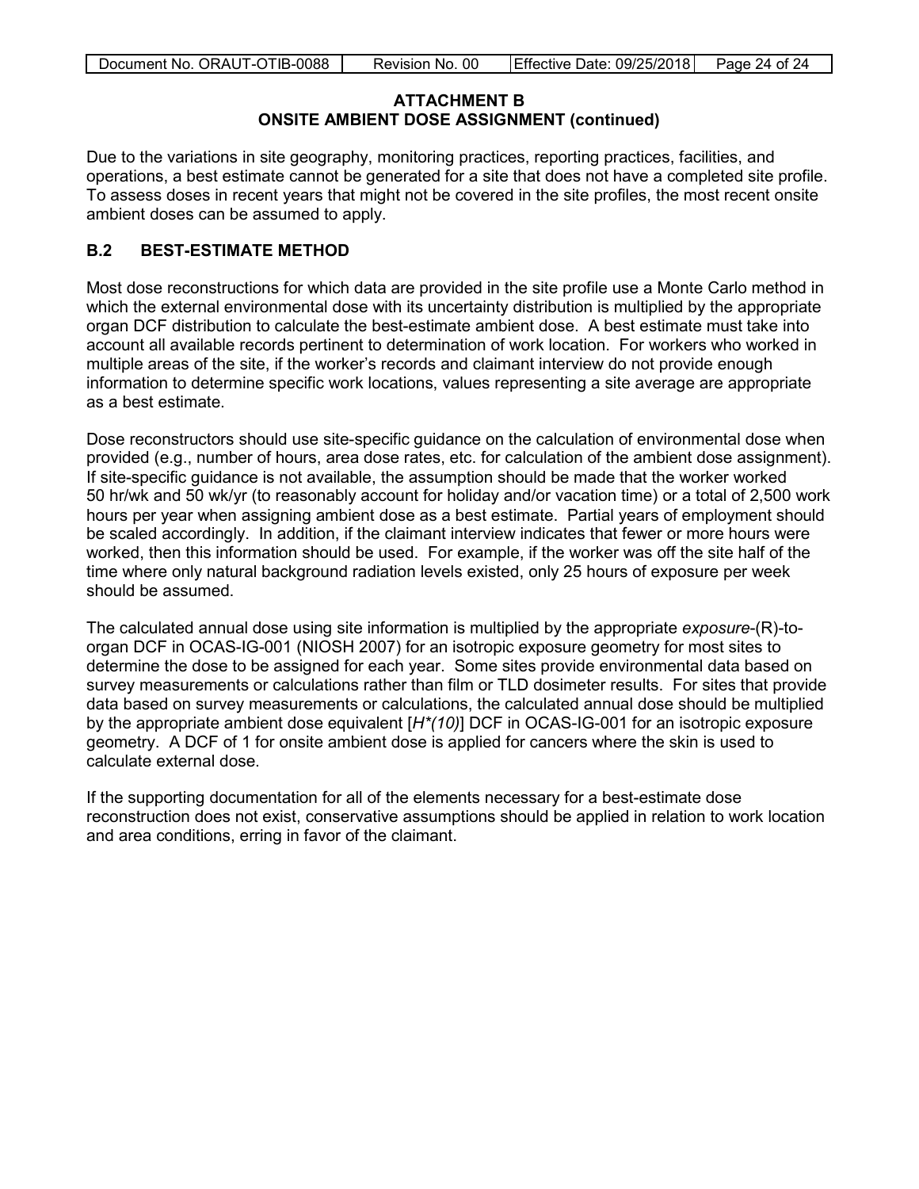**ATTACHMENT B**
**ONSITE AMBIENT DOSE ASSIGNMENT (continued)**

Due to the variations in site geography, monitoring practices, reporting practices, facilities, and operations, a best estimate cannot be generated for a site that does not have a completed site profile. To assess doses in recent years that might not be covered in the site profiles, the most recent onsite ambient doses can be assumed to apply.

## B.2 BEST-ESTIMATE METHOD

Most dose reconstructions for which data are provided in the site profile use a Monte Carlo method in which the external environmental dose with its uncertainty distribution is multiplied by the appropriate organ DCF distribution to calculate the best-estimate ambient dose. A best estimate must take into account all available records pertinent to determination of work location. For workers who worked in multiple areas of the site, if the worker's records and claimant interview do not provide enough information to determine specific work locations, values representing a site average are appropriate as a best estimate.

Dose reconstructors should use site-specific guidance on the calculation of environmental dose when provided (e.g., number of hours, area dose rates, etc. for calculation of the ambient dose assignment). If site-specific guidance is not available, the assumption should be made that the worker worked 50 hr/wk and 50 wk/yr (to reasonably account for holiday and/or vacation time) or a total of 2,500 work hours per year when assigning ambient dose as a best estimate. Partial years of employment should be scaled accordingly. In addition, if the claimant interview indicates that fewer or more hours were worked, then this information should be used. For example, if the worker was off the site half of the time where only natural background radiation levels existed, only 25 hours of exposure per week should be assumed.

The calculated annual dose using site information is multiplied by the appropriate *exposure*-(R)-to-organ DCF in OCAS-IG-001 (NIOSH 2007) for an isotropic exposure geometry for most sites to determine the dose to be assigned for each year. Some sites provide environmental data based on survey measurements or calculations rather than film or TLD dosimeter results. For sites that provide data based on survey measurements or calculations, the calculated annual dose should be multiplied by the appropriate ambient dose equivalent [$H^*(10)$] DCF in OCAS-IG-001 for an isotropic exposure geometry. A DCF of 1 for onsite ambient dose is applied for cancers where the skin is used to calculate external dose.

If the supporting documentation for all of the elements necessary for a best-estimate dose reconstruction does not exist, conservative assumptions should be applied in relation to work location and area conditions, erring in favor of the claimant.